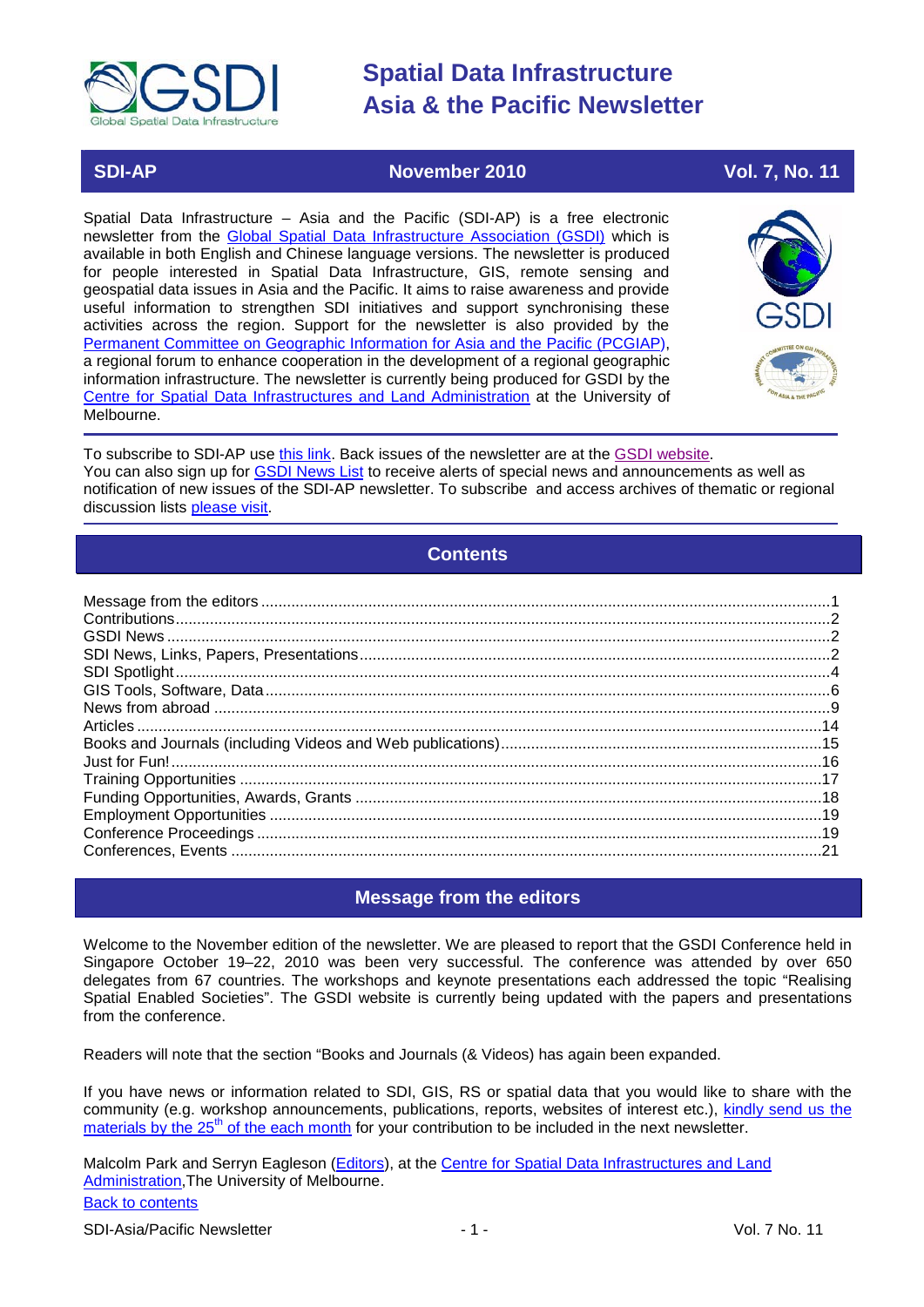# Spatial Data Infrastructure Asia & the Pacific Newsletter

**SDI-AP** | **November 2010** | **Vol. 7, No. 11**

Spatial Data Infrastructure – Asia and the Pacific (SDI-AP) is a free electronic newsletter from the Global Spatial Data Infrastructure Association (GSDI) which is available in both English and Chinese language versions. The newsletter is produced for people interested in Spatial Data Infrastructure, GIS, remote sensing and geospatial data issues in Asia and the Pacific. It aims to raise awareness and provide useful information to strengthen SDI initiatives and support synchronising these activities across the region. Support for the newsletter is also provided by the Permanent Committee on Geographic Information for Asia and the Pacific (PCGIAP), a regional forum to enhance cooperation in the development of a regional geographic information infrastructure. The newsletter is currently being produced for GSDI by the Centre for Spatial Data Infrastructures and Land Administration at the University of Melbourne.

To subscribe to SDI-AP use this link. Back issues of the newsletter are at the GSDI website. You can also sign up for GSDI News List to receive alerts of special news and announcements as well as notification of new issues of the SDI-AP newsletter. To subscribe and access archives of thematic or regional discussion lists please visit.

## Contents

- Message from the editors ....1
- Contributions ....2
- GSDI News ....2
- SDI News, Links, Papers, Presentations ....2
- SDI Spotlight ....4
- GIS Tools, Software, Data ....6
- News from abroad ....9
- Articles ....14
- Books and Journals (including Videos and Web publications) ....15
- Just for Fun! ....16
- Training Opportunities ....17
- Funding Opportunities, Awards, Grants ....18
- Employment Opportunities ....19
- Conference Proceedings ....19
- Conferences, Events ....21

## Message from the editors

Welcome to the November edition of the newsletter. We are pleased to report that the GSDI Conference held in Singapore October 19–22, 2010 was been very successful. The conference was attended by over 650 delegates from 67 countries. The workshops and keynote presentations each addressed the topic "Realising Spatial Enabled Societies". The GSDI website is currently being updated with the papers and presentations from the conference.

Readers will note that the section "Books and Journals (& Videos) has again been expanded.

If you have news or information related to SDI, GIS, RS or spatial data that you would like to share with the community (e.g. workshop announcements, publications, reports, websites of interest etc.), kindly send us the materials by the 25th of the each month for your contribution to be included in the next newsletter.

Malcolm Park and Serryn Eagleson (Editors), at the Centre for Spatial Data Infrastructures and Land Administration,The University of Melbourne.

Back to contents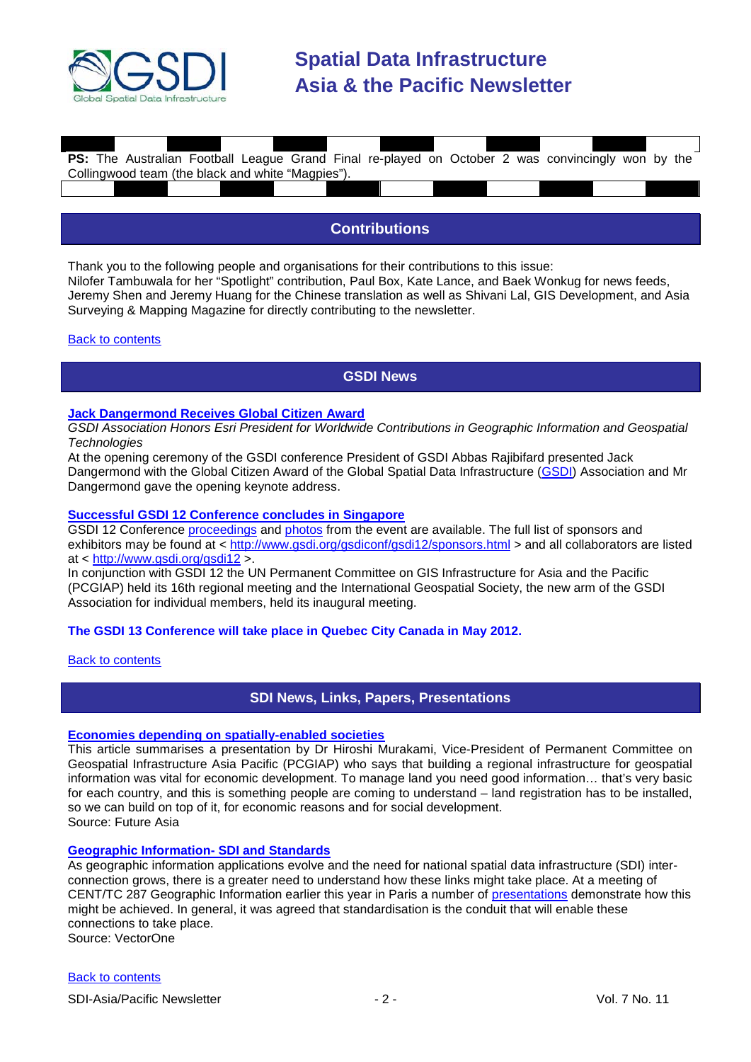**PS:** The Australian Football League Grand Final re-played on October 2 was convincingly won by the Collingwood team (the black and white "Magpies").

## Contributions

Thank you to the following people and organisations for their contributions to this issue:
Nilofer Tambuwala for her "Spotlight" contribution, Paul Box, Kate Lance, and Baek Wonkug for news feeds, Jeremy Shen and Jeremy Huang for the Chinese translation as well as Shivani Lal, GIS Development, and Asia Surveying & Mapping Magazine for directly contributing to the newsletter.

Back to contents

## GSDI News

### Jack Dangermond Receives Global Citizen Award

*GSDI Association Honors Esri President for Worldwide Contributions in Geographic Information and Geospatial Technologies*

At the opening ceremony of the GSDI conference President of GSDI Abbas Rajibifard presented Jack Dangermond with the Global Citizen Award of the Global Spatial Data Infrastructure (GSDI) Association and Mr Dangermond gave the opening keynote address.

### Successful GSDI 12 Conference concludes in Singapore

GSDI 12 Conference proceedings and photos from the event are available. The full list of sponsors and exhibitors may be found at < http://www.gsdi.org/gsdiconf/gsdi12/sponsors.html > and all collaborators are listed at < http://www.gsdi.org/gsdi12 >.

In conjunction with GSDI 12 the UN Permanent Committee on GIS Infrastructure for Asia and the Pacific (PCGIAP) held its 16th regional meeting and the International Geospatial Society, the new arm of the GSDI Association for individual members, held its inaugural meeting.

**The GSDI 13 Conference will take place in Quebec City Canada in May 2012.**

Back to contents

## SDI News, Links, Papers, Presentations

### Economies depending on spatially-enabled societies

This article summarises a presentation by Dr Hiroshi Murakami, Vice-President of Permanent Committee on Geospatial Infrastructure Asia Pacific (PCGIAP) who says that building a regional infrastructure for geospatial information was vital for economic development. To manage land you need good information… that's very basic for each country, and this is something people are coming to understand – land registration has to be installed, so we can build on top of it, for economic reasons and for social development.
Source: Future Asia

### Geographic Information- SDI and Standards

As geographic information applications evolve and the need for national spatial data infrastructure (SDI) inter-connection grows, there is a greater need to understand how these links might take place. At a meeting of CENT/TC 287 Geographic Information earlier this year in Paris a number of presentations demonstrate how this might be achieved. In general, it was agreed that standardisation is the conduit that will enable these connections to take place.
Source: VectorOne

Back to contents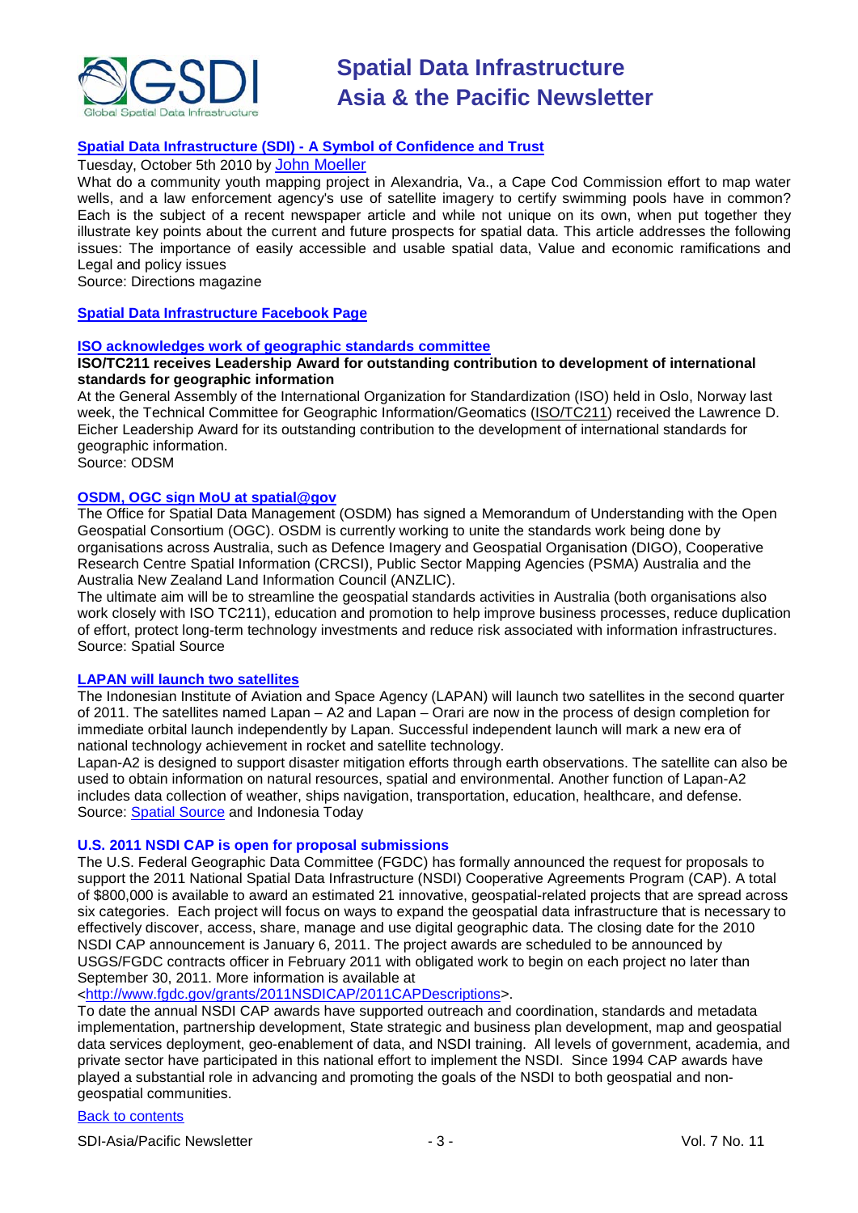### [Spatial Data Infrastructure (SDI) - A Symbol of Confidence and Trust]

Tuesday, October 5th 2010 by John Moeller

What do a community youth mapping project in Alexandria, Va., a Cape Cod Commission effort to map water wells, and a law enforcement agency's use of satellite imagery to certify swimming pools have in common? Each is the subject of a recent newspaper article and while not unique on its own, when put together they illustrate key points about the current and future prospects for spatial data. This article addresses the following issues: The importance of easily accessible and usable spatial data, Value and economic ramifications and Legal and policy issues

Source: Directions magazine

### Spatial Data Infrastructure Facebook Page

### ISO acknowledges work of geographic standards committee

**ISO/TC211 receives Leadership Award for outstanding contribution to development of international standards for geographic information**

At the General Assembly of the International Organization for Standardization (ISO) held in Oslo, Norway last week, the Technical Committee for Geographic Information/Geomatics (ISO/TC211) received the Lawrence D. Eicher Leadership Award for its outstanding contribution to the development of international standards for geographic information.

Source: ODSM

### OSDM, OGC sign MoU at spatial@gov

The Office for Spatial Data Management (OSDM) has signed a Memorandum of Understanding with the Open Geospatial Consortium (OGC). OSDM is currently working to unite the standards work being done by organisations across Australia, such as Defence Imagery and Geospatial Organisation (DIGO), Cooperative Research Centre Spatial Information (CRCSI), Public Sector Mapping Agencies (PSMA) Australia and the Australia New Zealand Land Information Council (ANZLIC).

The ultimate aim will be to streamline the geospatial standards activities in Australia (both organisations also work closely with ISO TC211), education and promotion to help improve business processes, reduce duplication of effort, protect long-term technology investments and reduce risk associated with information infrastructures.

Source: Spatial Source

### LAPAN will launch two satellites

The Indonesian Institute of Aviation and Space Agency (LAPAN) will launch two satellites in the second quarter of 2011. The satellites named Lapan – A2 and Lapan – Orari are now in the process of design completion for immediate orbital launch independently by Lapan. Successful independent launch will mark a new era of national technology achievement in rocket and satellite technology.

Lapan-A2 is designed to support disaster mitigation efforts through earth observations. The satellite can also be used to obtain information on natural resources, spatial and environmental. Another function of Lapan-A2 includes data collection of weather, ships navigation, transportation, education, healthcare, and defense.

Source: Spatial Source and Indonesia Today

### U.S. 2011 NSDI CAP is open for proposal submissions

The U.S. Federal Geographic Data Committee (FGDC) has formally announced the request for proposals to support the 2011 National Spatial Data Infrastructure (NSDI) Cooperative Agreements Program (CAP). A total of $800,000 is available to award an estimated 21 innovative, geospatial-related projects that are spread across six categories. Each project will focus on ways to expand the geospatial data infrastructure that is necessary to effectively discover, access, share, manage and use digital geographic data. The closing date for the 2010 NSDI CAP announcement is January 6, 2011. The project awards are scheduled to be announced by USGS/FGDC contracts officer in February 2011 with obligated work to begin on each project no later than September 30, 2011. More information is available at <http://www.fgdc.gov/grants/2011NSDICAP/2011CAPDescriptions>.

To date the annual NSDI CAP awards have supported outreach and coordination, standards and metadata implementation, partnership development, State strategic and business plan development, map and geospatial data services deployment, geo-enablement of data, and NSDI training. All levels of government, academia, and private sector have participated in this national effort to implement the NSDI. Since 1994 CAP awards have played a substantial role in advancing and promoting the goals of the NSDI to both geospatial and non-geospatial communities.

Back to contents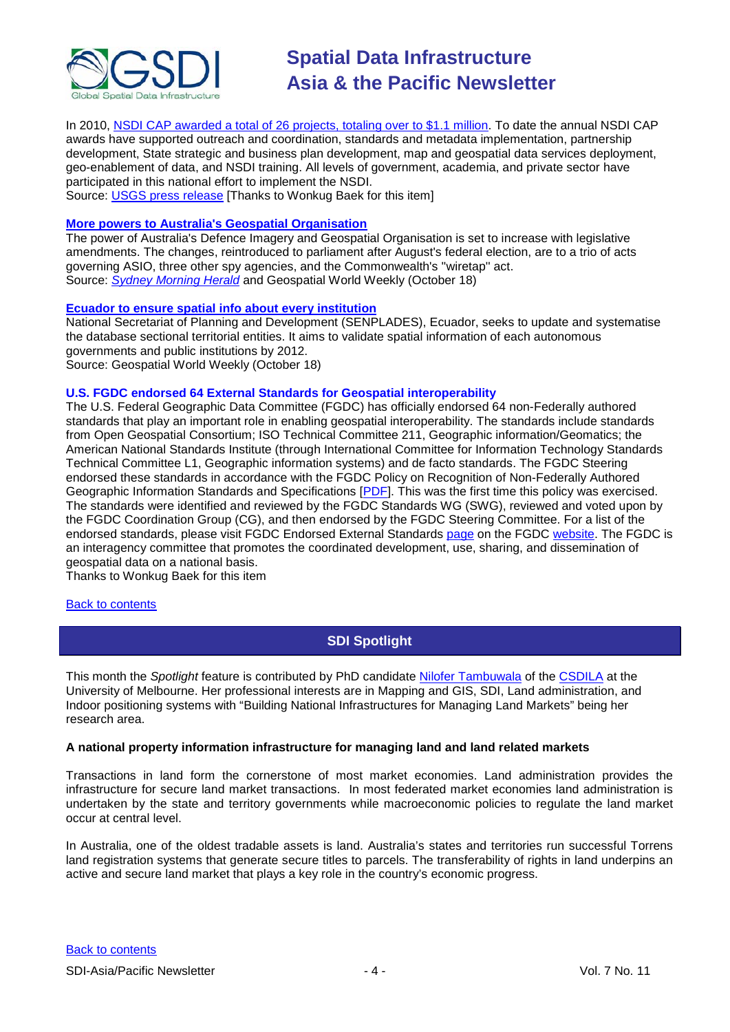In 2010, NSDI CAP awarded a total of 26 projects, totaling over to $1.1 million. To date the annual NSDI CAP awards have supported outreach and coordination, standards and metadata implementation, partnership development, State strategic and business plan development, map and geospatial data services deployment, geo-enablement of data, and NSDI training. All levels of government, academia, and private sector have participated in this national effort to implement the NSDI.
Source: USGS press release [Thanks to Wonkug Baek for this item]

**More powers to Australia's Geospatial Organisation**

The power of Australia's Defence Imagery and Geospatial Organisation is set to increase with legislative amendments. The changes, reintroduced to parliament after August's federal election, are to a trio of acts governing ASIO, three other spy agencies, and the Commonwealth's "wiretap" act.
Source: *Sydney Morning Herald* and Geospatial World Weekly (October 18)

**Ecuador to ensure spatial info about every institution**

National Secretariat of Planning and Development (SENPLADES), Ecuador, seeks to update and systematise the database sectional territorial entities. It aims to validate spatial information of each autonomous governments and public institutions by 2012.
Source: Geospatial World Weekly (October 18)

**U.S. FGDC endorsed 64 External Standards for Geospatial interoperability**

The U.S. Federal Geographic Data Committee (FGDC) has officially endorsed 64 non-Federally authored standards that play an important role in enabling geospatial interoperability. The standards include standards from Open Geospatial Consortium; ISO Technical Committee 211, Geographic information/Geomatics; the American National Standards Institute (through International Committee for Information Technology Standards Technical Committee L1, Geographic information systems) and de facto standards. The FGDC Steering endorsed these standards in accordance with the FGDC Policy on Recognition of Non-Federally Authored Geographic Information Standards and Specifications [PDF]. This was the first time this policy was exercised. The standards were identified and reviewed by the FGDC Standards WG (SWG), reviewed and voted upon by the FGDC Coordination Group (CG), and then endorsed by the FGDC Steering Committee. For a list of the endorsed standards, please visit FGDC Endorsed External Standards page on the FGDC website. The FGDC is an interagency committee that promotes the coordinated development, use, sharing, and dissemination of geospatial data on a national basis.
Thanks to Wonkug Baek for this item

Back to contents

## SDI Spotlight

This month the *Spotlight* feature is contributed by PhD candidate Nilofer Tambuwala of the CSDILA at the University of Melbourne. Her professional interests are in Mapping and GIS, SDI, Land administration, and Indoor positioning systems with "Building National Infrastructures for Managing Land Markets" being her research area.

**A national property information infrastructure for managing land and land related markets**

Transactions in land form the cornerstone of most market economies. Land administration provides the infrastructure for secure land market transactions. In most federated market economies land administration is undertaken by the state and territory governments while macroeconomic policies to regulate the land market occur at central level.

In Australia, one of the oldest tradable assets is land. Australia's states and territories run successful Torrens land registration systems that generate secure titles to parcels. The transferability of rights in land underpins an active and secure land market that plays a key role in the country's economic progress.

Back to contents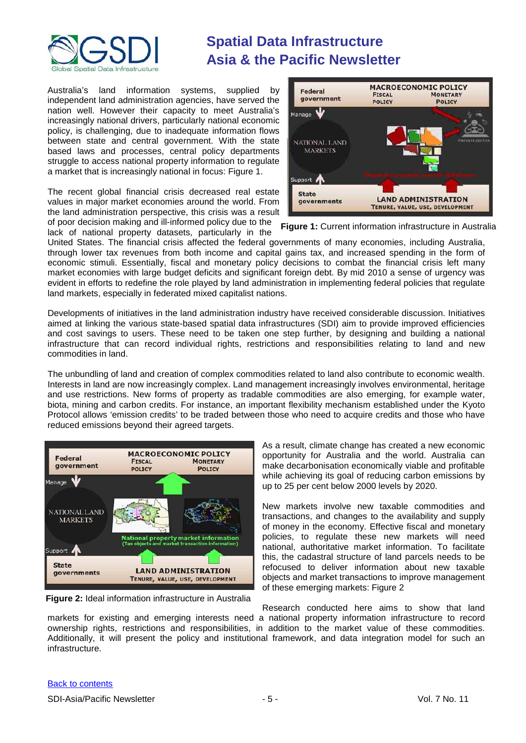Australia's land information systems, supplied by independent land administration agencies, have served the nation well. However their capacity to meet Australia's increasingly national drivers, particularly national economic policy, is challenging, due to inadequate information flows between state and central government. With the state based laws and processes, central policy departments struggle to access national property information to regulate a market that is increasingly national in focus: Figure 1.

**Figure 1:** Current information infrastructure in Australia

The recent global financial crisis decreased real estate values in major market economies around the world. From the land administration perspective, this crisis was a result of poor decision making and ill-informed policy due to the lack of national property datasets, particularly in the United States. The financial crisis affected the federal governments of many economies, including Australia, through lower tax revenues from both income and capital gains tax, and increased spending in the form of economic stimuli. Essentially, fiscal and monetary policy decisions to combat the financial crisis left many market economies with large budget deficits and significant foreign debt. By mid 2010 a sense of urgency was evident in efforts to redefine the role played by land administration in implementing federal policies that regulate land markets, especially in federated mixed capitalist nations.

Developments of initiatives in the land administration industry have received considerable discussion. Initiatives aimed at linking the various state-based spatial data infrastructures (SDI) aim to provide improved efficiencies and cost savings to users. These need to be taken one step further, by designing and building a national infrastructure that can record individual rights, restrictions and responsibilities relating to land and new commodities in land.

The unbundling of land and creation of complex commodities related to land also contribute to economic wealth. Interests in land are now increasingly complex. Land management increasingly involves environmental, heritage and use restrictions. New forms of property as tradable commodities are also emerging, for example water, biota, mining and carbon credits. For instance, an important flexibility mechanism established under the Kyoto Protocol allows 'emission credits' to be traded between those who need to acquire credits and those who have reduced emissions beyond their agreed targets.

**Figure 2:** Ideal information infrastructure in Australia

As a result, climate change has created a new economic opportunity for Australia and the world. Australia can make decarbonisation economically viable and profitable while achieving its goal of reducing carbon emissions by up to 25 per cent below 2000 levels by 2020.

New markets involve new taxable commodities and transactions, and changes to the availability and supply of money in the economy. Effective fiscal and monetary policies, to regulate these new markets will need national, authoritative market information. To facilitate this, the cadastral structure of land parcels needs to be refocused to deliver information about new taxable objects and market transactions to improve management of these emerging markets: Figure 2

Research conducted here aims to show that land markets for existing and emerging interests need a national property information infrastructure to record ownership rights, restrictions and responsibilities, in addition to the market value of these commodities. Additionally, it will present the policy and institutional framework, and data integration model for such an infrastructure.

Back to contents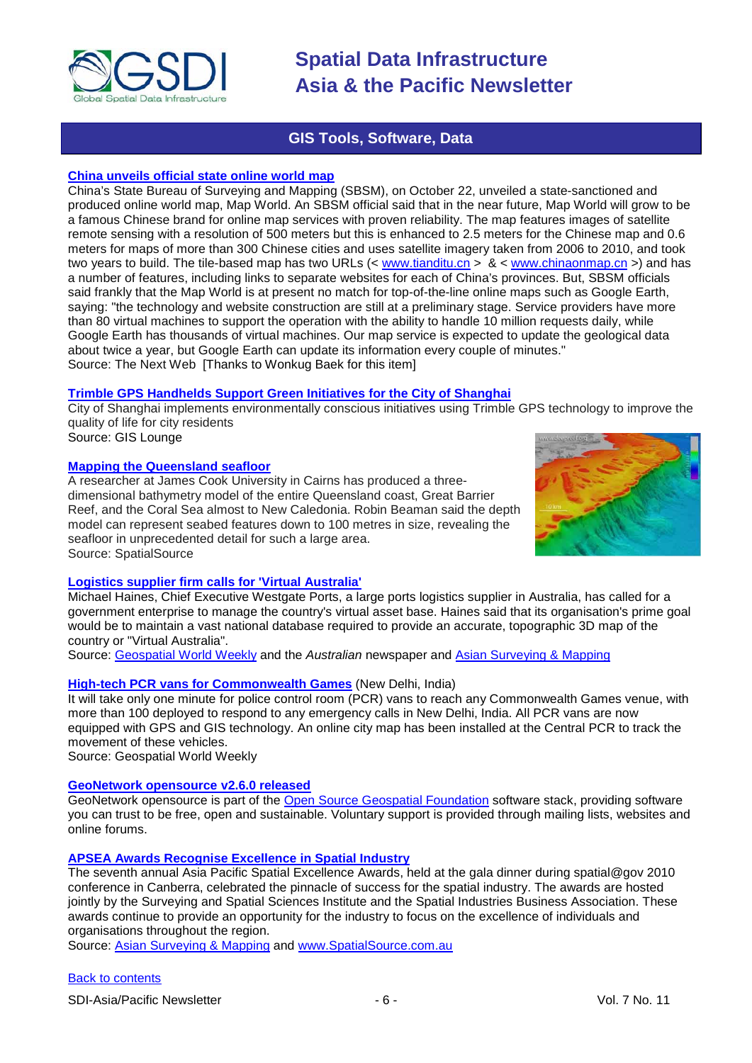## GIS Tools, Software, Data

### China unveils official state online world map

China's State Bureau of Surveying and Mapping (SBSM), on October 22, unveiled a state-sanctioned and produced online world map, Map World. An SBSM official said that in the near future, Map World will grow to be a famous Chinese brand for online map services with proven reliability. The map features images of satellite remote sensing with a resolution of 500 meters but this is enhanced to 2.5 meters for the Chinese map and 0.6 meters for maps of more than 300 Chinese cities and uses satellite imagery taken from 2006 to 2010, and took two years to build. The tile-based map has two URLs (< www.tianditu.cn > & < www.chinaonmap.cn >) and has a number of features, including links to separate websites for each of China's provinces. But, SBSM officials said frankly that the Map World is at present no match for top-of-the-line online maps such as Google Earth, saying: "the technology and website construction are still at a preliminary stage. Service providers have more than 80 virtual machines to support the operation with the ability to handle 10 million requests daily, while Google Earth has thousands of virtual machines. Our map service is expected to update the geological data about twice a year, but Google Earth can update its information every couple of minutes."
Source: The Next Web [Thanks to Wonkug Baek for this item]

### Trimble GPS Handhelds Support Green Initiatives for the City of Shanghai

City of Shanghai implements environmentally conscious initiatives using Trimble GPS technology to improve the quality of life for city residents
Source: GIS Lounge

### Mapping the Queensland seafloor

A researcher at James Cook University in Cairns has produced a three-dimensional bathymetry model of the entire Queensland coast, Great Barrier Reef, and the Coral Sea almost to New Caledonia. Robin Beaman said the depth model can represent seabed features down to 100 metres in size, revealing the seafloor in unprecedented detail for such a large area.
Source: SpatialSource

### Logistics supplier firm calls for 'Virtual Australia'

Michael Haines, Chief Executive Westgate Ports, a large ports logistics supplier in Australia, has called for a government enterprise to manage the country's virtual asset base. Haines said that its organisation's prime goal would be to maintain a vast national database required to provide an accurate, topographic 3D map of the country or "Virtual Australia".
Source: Geospatial World Weekly and the *Australian* newspaper and Asian Surveying & Mapping

### High-tech PCR vans for Commonwealth Games (New Delhi, India)

It will take only one minute for police control room (PCR) vans to reach any Commonwealth Games venue, with more than 100 deployed to respond to any emergency calls in New Delhi, India. All PCR vans are now equipped with GPS and GIS technology. An online city map has been installed at the Central PCR to track the movement of these vehicles.
Source: Geospatial World Weekly

### GeoNetwork opensource v2.6.0 released

GeoNetwork opensource is part of the Open Source Geospatial Foundation software stack, providing software you can trust to be free, open and sustainable. Voluntary support is provided through mailing lists, websites and online forums.

### APSEA Awards Recognise Excellence in Spatial Industry

The seventh annual Asia Pacific Spatial Excellence Awards, held at the gala dinner during spatial@gov 2010 conference in Canberra, celebrated the pinnacle of success for the spatial industry. The awards are hosted jointly by the Surveying and Spatial Sciences Institute and the Spatial Industries Business Association. These awards continue to provide an opportunity for the industry to focus on the excellence of individuals and organisations throughout the region.
Source: Asian Surveying & Mapping and www.SpatialSource.com.au

Back to contents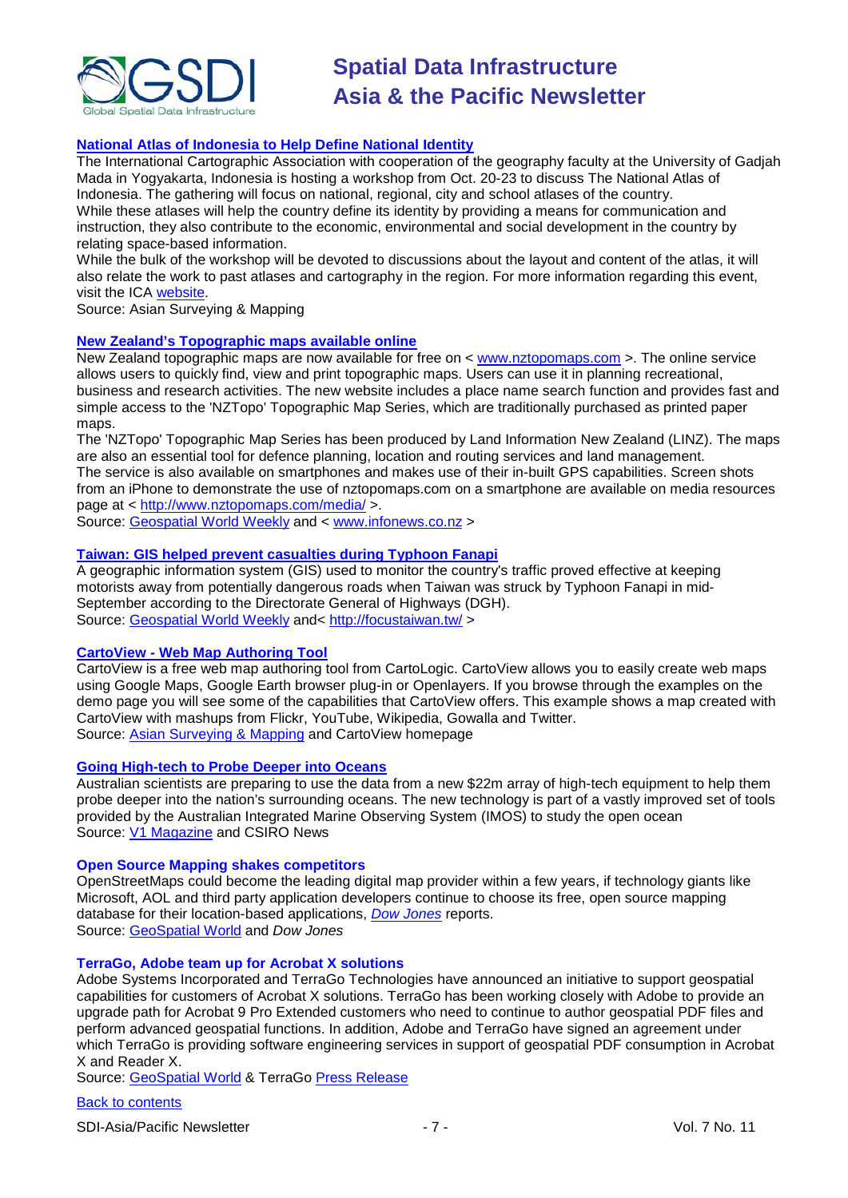### National Atlas of Indonesia to Help Define National Identity

The International Cartographic Association with cooperation of the geography faculty at the University of Gadjah Mada in Yogyakarta, Indonesia is hosting a workshop from Oct. 20-23 to discuss The National Atlas of Indonesia. The gathering will focus on national, regional, city and school atlases of the country.

While these atlases will help the country define its identity by providing a means for communication and instruction, they also contribute to the economic, environmental and social development in the country by relating space-based information.

While the bulk of the workshop will be devoted to discussions about the layout and content of the atlas, it will also relate the work to past atlases and cartography in the region. For more information regarding this event, visit the ICA website.

Source: Asian Surveying & Mapping

### New Zealand's Topographic maps available online

New Zealand topographic maps are now available for free on < www.nztopomaps.com >. The online service allows users to quickly find, view and print topographic maps. Users can use it in planning recreational, business and research activities. The new website includes a place name search function and provides fast and simple access to the 'NZTopo' Topographic Map Series, which are traditionally purchased as printed paper maps.

The 'NZTopo' Topographic Map Series has been produced by Land Information New Zealand (LINZ). The maps are also an essential tool for defence planning, location and routing services and land management.

The service is also available on smartphones and makes use of their in-built GPS capabilities. Screen shots from an iPhone to demonstrate the use of nztopomaps.com on a smartphone are available on media resources page at < http://www.nztopomaps.com/media/ >.

Source: Geospatial World Weekly and < www.infonews.co.nz >

### Taiwan: GIS helped prevent casualties during Typhoon Fanapi

A geographic information system (GIS) used to monitor the country's traffic proved effective at keeping motorists away from potentially dangerous roads when Taiwan was struck by Typhoon Fanapi in mid-September according to the Directorate General of Highways (DGH).

Source: Geospatial World Weekly and< http://focustaiwan.tw/ >

### CartoView - Web Map Authoring Tool

CartoView is a free web map authoring tool from CartoLogic. CartoView allows you to easily create web maps using Google Maps, Google Earth browser plug-in or Openlayers. If you browse through the examples on the demo page you will see some of the capabilities that CartoView offers. This example shows a map created with CartoView with mashups from Flickr, YouTube, Wikipedia, Gowalla and Twitter.

Source: Asian Surveying & Mapping and CartoView homepage

### Going High-tech to Probe Deeper into Oceans

Australian scientists are preparing to use the data from a new $22m array of high-tech equipment to help them probe deeper into the nation's surrounding oceans. The new technology is part of a vastly improved set of tools provided by the Australian Integrated Marine Observing System (IMOS) to study the open ocean

Source: V1 Magazine and CSIRO News

### Open Source Mapping shakes competitors

OpenStreetMaps could become the leading digital map provider within a few years, if technology giants like Microsoft, AOL and third party application developers continue to choose its free, open source mapping database for their location-based applications, *Dow Jones* reports.

Source: GeoSpatial World and *Dow Jones*

### TerraGo, Adobe team up for Acrobat X solutions

Adobe Systems Incorporated and TerraGo Technologies have announced an initiative to support geospatial capabilities for customers of Acrobat X solutions. TerraGo has been working closely with Adobe to provide an upgrade path for Acrobat 9 Pro Extended customers who need to continue to author geospatial PDF files and perform advanced geospatial functions. In addition, Adobe and TerraGo have signed an agreement under which TerraGo is providing software engineering services in support of geospatial PDF consumption in Acrobat X and Reader X.

Source: GeoSpatial World & TerraGo Press Release

Back to contents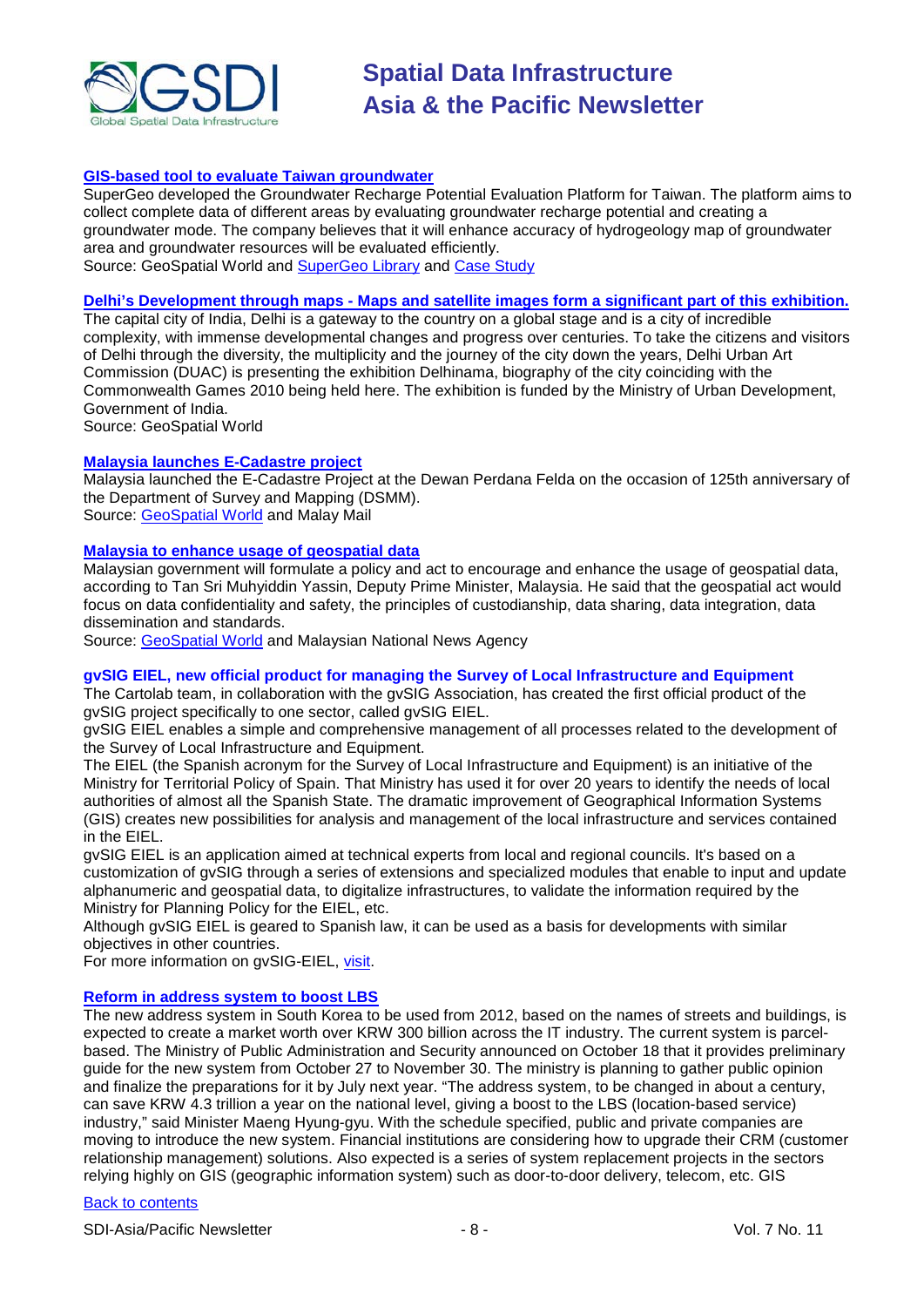### GIS-based tool to evaluate Taiwan groundwater

SuperGeo developed the Groundwater Recharge Potential Evaluation Platform for Taiwan. The platform aims to collect complete data of different areas by evaluating groundwater recharge potential and creating a groundwater mode. The company believes that it will enhance accuracy of hydrogeology map of groundwater area and groundwater resources will be evaluated efficiently.
Source: GeoSpatial World and SuperGeo Library and Case Study

### Delhi's Development through maps - Maps and satellite images form a significant part of this exhibition.

The capital city of India, Delhi is a gateway to the country on a global stage and is a city of incredible complexity, with immense developmental changes and progress over centuries. To take the citizens and visitors of Delhi through the diversity, the multiplicity and the journey of the city down the years, Delhi Urban Art Commission (DUAC) is presenting the exhibition Delhinama, biography of the city coinciding with the Commonwealth Games 2010 being held here. The exhibition is funded by the Ministry of Urban Development, Government of India.
Source: GeoSpatial World

### Malaysia launches E-Cadastre project

Malaysia launched the E-Cadastre Project at the Dewan Perdana Felda on the occasion of 125th anniversary of the Department of Survey and Mapping (DSMM).
Source: GeoSpatial World and Malay Mail

### Malaysia to enhance usage of geospatial data

Malaysian government will formulate a policy and act to encourage and enhance the usage of geospatial data, according to Tan Sri Muhyiddin Yassin, Deputy Prime Minister, Malaysia. He said that the geospatial act would focus on data confidentiality and safety, the principles of custodianship, data sharing, data integration, data dissemination and standards.
Source: GeoSpatial World and Malaysian National News Agency

### gvSIG EIEL, new official product for managing the Survey of Local Infrastructure and Equipment

The Cartolab team, in collaboration with the gvSIG Association, has created the first official product of the gvSIG project specifically to one sector, called gvSIG EIEL.
gvSIG EIEL enables a simple and comprehensive management of all processes related to the development of the Survey of Local Infrastructure and Equipment.
The EIEL (the Spanish acronym for the Survey of Local Infrastructure and Equipment) is an initiative of the Ministry for Territorial Policy of Spain. That Ministry has used it for over 20 years to identify the needs of local authorities of almost all the Spanish State. The dramatic improvement of Geographical Information Systems (GIS) creates new possibilities for analysis and management of the local infrastructure and services contained in the EIEL.
gvSIG EIEL is an application aimed at technical experts from local and regional councils. It's based on a customization of gvSIG through a series of extensions and specialized modules that enable to input and update alphanumeric and geospatial data, to digitalize infrastructures, to validate the information required by the Ministry for Planning Policy for the EIEL, etc.
Although gvSIG EIEL is geared to Spanish law, it can be used as a basis for developments with similar objectives in other countries.
For more information on gvSIG-EIEL, visit.

### Reform in address system to boost LBS

The new address system in South Korea to be used from 2012, based on the names of streets and buildings, is expected to create a market worth over KRW 300 billion across the IT industry. The current system is parcel-based. The Ministry of Public Administration and Security announced on October 18 that it provides preliminary guide for the new system from October 27 to November 30. The ministry is planning to gather public opinion and finalize the preparations for it by July next year. "The address system, to be changed in about a century, can save KRW 4.3 trillion a year on the national level, giving a boost to the LBS (location-based service) industry," said Minister Maeng Hyung-gyu. With the schedule specified, public and private companies are moving to introduce the new system. Financial institutions are considering how to upgrade their CRM (customer relationship management) solutions. Also expected is a series of system replacement projects in the sectors relying highly on GIS (geographic information system) such as door-to-door delivery, telecom, etc. GIS

Back to contents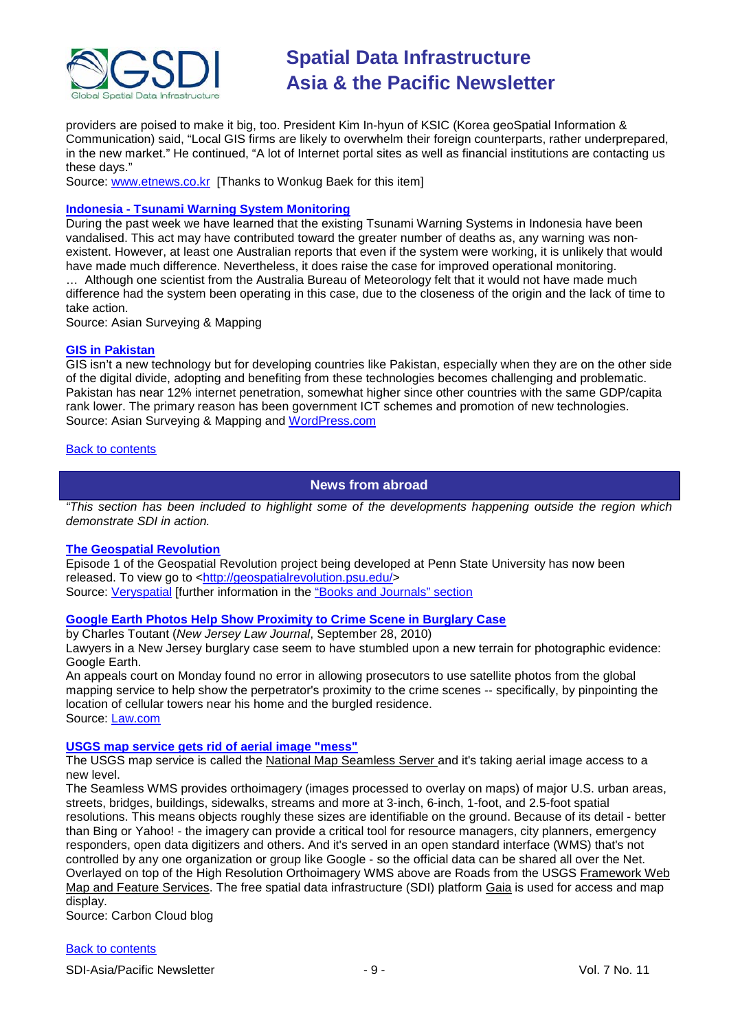providers are poised to make it big, too. President Kim In-hyun of KSIC (Korea geoSpatial Information & Communication) said, "Local GIS firms are likely to overwhelm their foreign counterparts, rather underprepared, in the new market." He continued, "A lot of Internet portal sites as well as financial institutions are contacting us these days."

Source: www.etnews.co.kr [Thanks to Wonkug Baek for this item]

### Indonesia - Tsunami Warning System Monitoring

During the past week we have learned that the existing Tsunami Warning Systems in Indonesia have been vandalised. This act may have contributed toward the greater number of deaths as, any warning was non-existent. However, at least one Australian reports that even if the system were working, it is unlikely that would have made much difference. Nevertheless, it does raise the case for improved operational monitoring.

… Although one scientist from the Australia Bureau of Meteorology felt that it would not have made much difference had the system been operating in this case, due to the closeness of the origin and the lack of time to take action.

Source: Asian Surveying & Mapping

### GIS in Pakistan

GIS isn't a new technology but for developing countries like Pakistan, especially when they are on the other side of the digital divide, adopting and benefiting from these technologies becomes challenging and problematic. Pakistan has near 12% internet penetration, somewhat higher since other countries with the same GDP/capita rank lower. The primary reason has been government ICT schemes and promotion of new technologies.

Source: Asian Surveying & Mapping and WordPress.com

Back to contents

## News from abroad

*"This section has been included to highlight some of the developments happening outside the region which demonstrate SDI in action.*

### The Geospatial Revolution

Episode 1 of the Geospatial Revolution project being developed at Penn State University has now been released. To view go to <http://geospatialrevolution.psu.edu/>

Source: Veryspatial [further information in the "Books and Journals" section

### Google Earth Photos Help Show Proximity to Crime Scene in Burglary Case

by Charles Toutant (*New Jersey Law Journal*, September 28, 2010)

Lawyers in a New Jersey burglary case seem to have stumbled upon a new terrain for photographic evidence: Google Earth.

An appeals court on Monday found no error in allowing prosecutors to use satellite photos from the global mapping service to help show the perpetrator's proximity to the crime scenes -- specifically, by pinpointing the location of cellular towers near his home and the burgled residence.

Source: Law.com

### USGS map service gets rid of aerial image "mess"

The USGS map service is called the National Map Seamless Server and it's taking aerial image access to a new level.

The Seamless WMS provides orthoimagery (images processed to overlay on maps) of major U.S. urban areas, streets, bridges, buildings, sidewalks, streams and more at 3-inch, 6-inch, 1-foot, and 2.5-foot spatial resolutions. This means objects roughly these sizes are identifiable on the ground. Because of its detail - better than Bing or Yahoo! - the imagery can provide a critical tool for resource managers, city planners, emergency responders, open data digitizers and others. And it's served in an open standard interface (WMS) that's not controlled by any one organization or group like Google - so the official data can be shared all over the Net. Overlayed on top of the High Resolution Orthoimagery WMS above are Roads from the USGS Framework Web Map and Feature Services. The free spatial data infrastructure (SDI) platform Gaia is used for access and map display.

Source: Carbon Cloud blog

Back to contents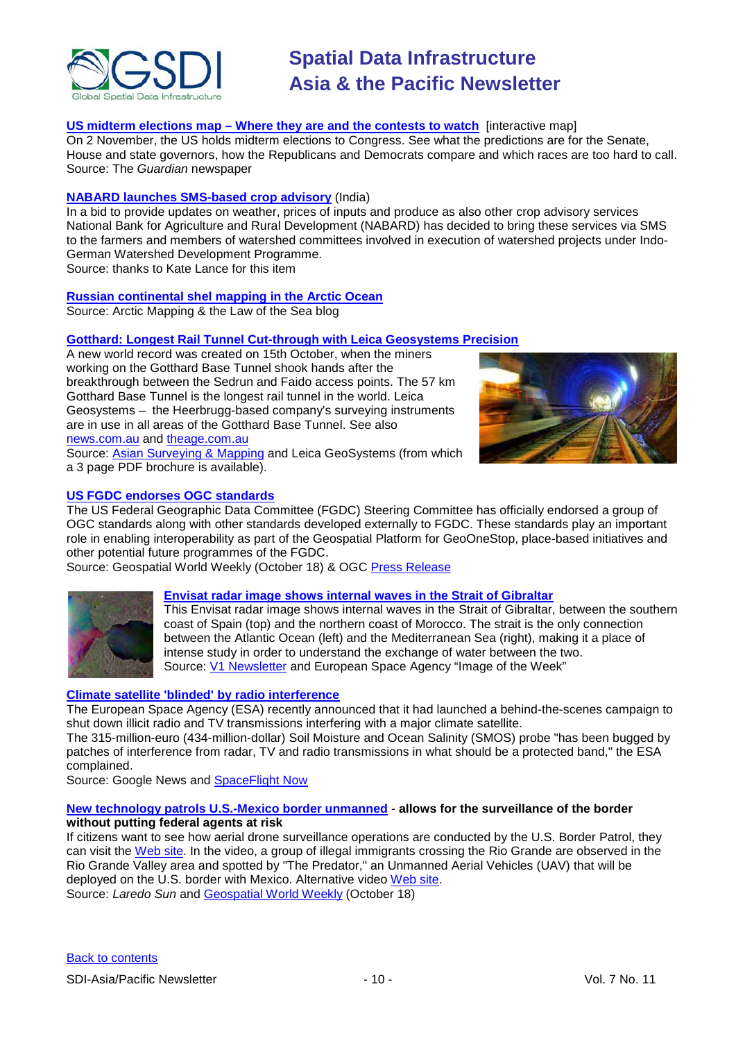**US midterm elections map – Where they are and the contests to watch** [interactive map]
On 2 November, the US holds midterm elections to Congress. See what the predictions are for the Senate, House and state governors, how the Republicans and Democrats compare and which races are too hard to call.
Source: The *Guardian* newspaper

**NABARD launches SMS-based crop advisory** (India)
In a bid to provide updates on weather, prices of inputs and produce as also other crop advisory services National Bank for Agriculture and Rural Development (NABARD) has decided to bring these services via SMS to the farmers and members of watershed committees involved in execution of watershed projects under Indo-German Watershed Development Programme.
Source: thanks to Kate Lance for this item

**Russian continental shel mapping in the Arctic Ocean**
Source: Arctic Mapping & the Law of the Sea blog

**Gotthard: Longest Rail Tunnel Cut-through with Leica Geosystems Precision**
A new world record was created on 15th October, when the miners working on the Gotthard Base Tunnel shook hands after the breakthrough between the Sedrun and Faido access points. The 57 km Gotthard Base Tunnel is the longest rail tunnel in the world. Leica Geosystems – the Heerbrugg-based company's surveying instruments are in use in all areas of the Gotthard Base Tunnel. See also news.com.au and theage.com.au
Source: Asian Surveying & Mapping and Leica GeoSystems (from which a 3 page PDF brochure is available).

**US FGDC endorses OGC standards**
The US Federal Geographic Data Committee (FGDC) Steering Committee has officially endorsed a group of OGC standards along with other standards developed externally to FGDC. These standards play an important role in enabling interoperability as part of the Geospatial Platform for GeoOneStop, place-based initiatives and other potential future programmes of the FGDC.
Source: Geospatial World Weekly (October 18) & OGC Press Release

**Envisat radar image shows internal waves in the Strait of Gibraltar**
This Envisat radar image shows internal waves in the Strait of Gibraltar, between the southern coast of Spain (top) and the northern coast of Morocco. The strait is the only connection between the Atlantic Ocean (left) and the Mediterranean Sea (right), making it a place of intense study in order to understand the exchange of water between the two.
Source: V1 Newsletter and European Space Agency "Image of the Week"

**Climate satellite 'blinded' by radio interference**
The European Space Agency (ESA) recently announced that it had launched a behind-the-scenes campaign to shut down illicit radio and TV transmissions interfering with a major climate satellite.
The 315-million-euro (434-million-dollar) Soil Moisture and Ocean Salinity (SMOS) probe "has been bugged by patches of interference from radar, TV and radio transmissions in what should be a protected band," the ESA complained.
Source: Google News and SpaceFlight Now

**New technology patrols U.S.-Mexico border unmanned** - **allows for the surveillance of the border without putting federal agents at risk**
If citizens want to see how aerial drone surveillance operations are conducted by the U.S. Border Patrol, they can visit the Web site. In the video, a group of illegal immigrants crossing the Rio Grande are observed in the Rio Grande Valley area and spotted by "The Predator," an Unmanned Aerial Vehicles (UAV) that will be deployed on the U.S. border with Mexico. Alternative video Web site.
Source: *Laredo Sun* and Geospatial World Weekly (October 18)

Back to contents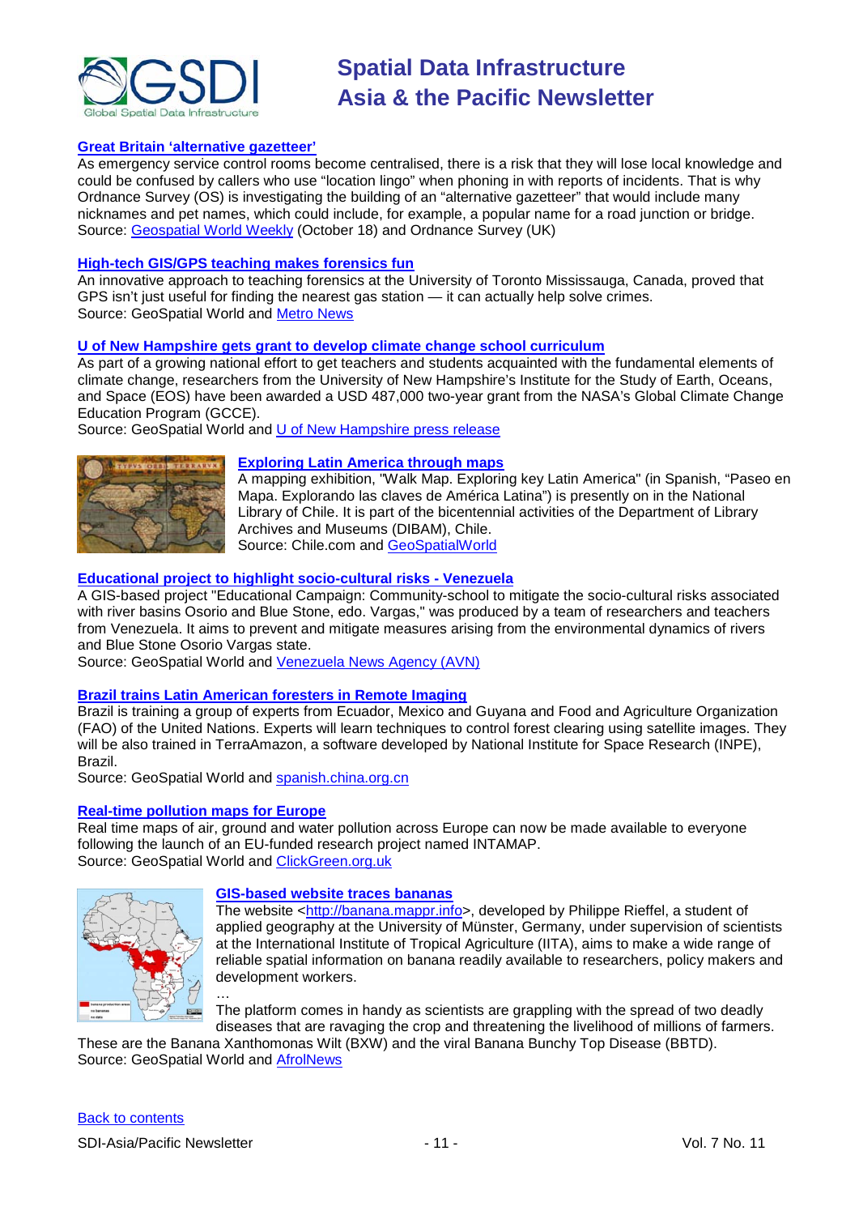### Great Britain 'alternative gazetteer'

As emergency service control rooms become centralised, there is a risk that they will lose local knowledge and could be confused by callers who use "location lingo" when phoning in with reports of incidents. That is why Ordnance Survey (OS) is investigating the building of an "alternative gazetteer" that would include many nicknames and pet names, which could include, for example, a popular name for a road junction or bridge.
Source: Geospatial World Weekly (October 18) and Ordnance Survey (UK)

### High-tech GIS/GPS teaching makes forensics fun

An innovative approach to teaching forensics at the University of Toronto Mississauga, Canada, proved that GPS isn't just useful for finding the nearest gas station — it can actually help solve crimes.
Source: GeoSpatial World and Metro News

### U of New Hampshire gets grant to develop climate change school curriculum

As part of a growing national effort to get teachers and students acquainted with the fundamental elements of climate change, researchers from the University of New Hampshire's Institute for the Study of Earth, Oceans, and Space (EOS) have been awarded a USD 487,000 two-year grant from the NASA's Global Climate Change Education Program (GCCE).
Source: GeoSpatial World and U of New Hampshire press release

### Exploring Latin America through maps

A mapping exhibition, "Walk Map. Exploring key Latin America" (in Spanish, "Paseo en Mapa. Explorando las claves de América Latina") is presently on in the National Library of Chile. It is part of the bicentennial activities of the Department of Library Archives and Museums (DIBAM), Chile.
Source: Chile.com and GeoSpatialWorld

### Educational project to highlight socio-cultural risks - Venezuela

A GIS-based project "Educational Campaign: Community-school to mitigate the socio-cultural risks associated with river basins Osorio and Blue Stone, edo. Vargas," was produced by a team of researchers and teachers from Venezuela. It aims to prevent and mitigate measures arising from the environmental dynamics of rivers and Blue Stone Osorio Vargas state.
Source: GeoSpatial World and Venezuela News Agency (AVN)

### Brazil trains Latin American foresters in Remote Imaging

Brazil is training a group of experts from Ecuador, Mexico and Guyana and Food and Agriculture Organization (FAO) of the United Nations. Experts will learn techniques to control forest clearing using satellite images. They will be also trained in TerraAmazon, a software developed by National Institute for Space Research (INPE), Brazil.
Source: GeoSpatial World and spanish.china.org.cn

### Real-time pollution maps for Europe

Real time maps of air, ground and water pollution across Europe can now be made available to everyone following the launch of an EU-funded research project named INTAMAP.
Source: GeoSpatial World and ClickGreen.org.uk

### GIS-based website traces bananas

The website <http://banana.mappr.info>, developed by Philippe Rieffel, a student of applied geography at the University of Münster, Germany, under supervision of scientists at the International Institute of Tropical Agriculture (IITA), aims to make a wide range of reliable spatial information on banana readily available to researchers, policy makers and development workers.

…

The platform comes in handy as scientists are grappling with the spread of two deadly diseases that are ravaging the crop and threatening the livelihood of millions of farmers. These are the Banana Xanthomonas Wilt (BXW) and the viral Banana Bunchy Top Disease (BBTD).
Source: GeoSpatial World and AfrolNews

Back to contents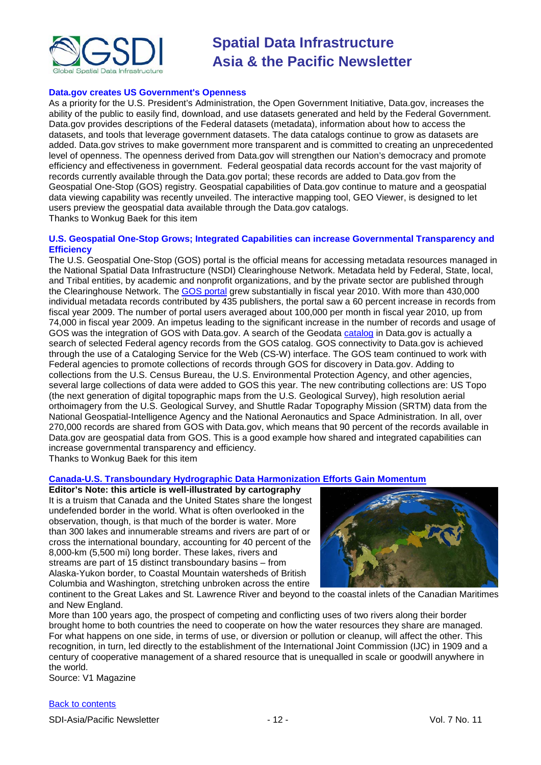### Data.gov creates US Government's Openness

As a priority for the U.S. President's Administration, the Open Government Initiative, Data.gov, increases the ability of the public to easily find, download, and use datasets generated and held by the Federal Government. Data.gov provides descriptions of the Federal datasets (metadata), information about how to access the datasets, and tools that leverage government datasets. The data catalogs continue to grow as datasets are added. Data.gov strives to make government more transparent and is committed to creating an unprecedented level of openness. The openness derived from Data.gov will strengthen our Nation's democracy and promote efficiency and effectiveness in government. Federal geospatial data records account for the vast majority of records currently available through the Data.gov portal; these records are added to Data.gov from the Geospatial One-Stop (GOS) registry. Geospatial capabilities of Data.gov continue to mature and a geospatial data viewing capability was recently unveiled. The interactive mapping tool, GEO Viewer, is designed to let users preview the geospatial data available through the Data.gov catalogs.

Thanks to Wonkug Baek for this item

### U.S. Geospatial One-Stop Grows; Integrated Capabilities can increase Governmental Transparency and Efficiency

The U.S. Geospatial One-Stop (GOS) portal is the official means for accessing metadata resources managed in the National Spatial Data Infrastructure (NSDI) Clearinghouse Network. Metadata held by Federal, State, local, and Tribal entities, by academic and nonprofit organizations, and by the private sector are published through the Clearinghouse Network. The GOS portal grew substantially in fiscal year 2010. With more than 430,000 individual metadata records contributed by 435 publishers, the portal saw a 60 percent increase in records from fiscal year 2009. The number of portal users averaged about 100,000 per month in fiscal year 2010, up from 74,000 in fiscal year 2009. An impetus leading to the significant increase in the number of records and usage of GOS was the integration of GOS with Data.gov. A search of the Geodata catalog in Data.gov is actually a search of selected Federal agency records from the GOS catalog. GOS connectivity to Data.gov is achieved through the use of a Cataloging Service for the Web (CS-W) interface. The GOS team continued to work with Federal agencies to promote collections of records through GOS for discovery in Data.gov. Adding to collections from the U.S. Census Bureau, the U.S. Environmental Protection Agency, and other agencies, several large collections of data were added to GOS this year. The new contributing collections are: US Topo (the next generation of digital topographic maps from the U.S. Geological Survey), high resolution aerial orthoimagery from the U.S. Geological Survey, and Shuttle Radar Topography Mission (SRTM) data from the National Geospatial-Intelligence Agency and the National Aeronautics and Space Administration. In all, over 270,000 records are shared from GOS with Data.gov, which means that 90 percent of the records available in Data.gov are geospatial data from GOS. This is a good example how shared and integrated capabilities can increase governmental transparency and efficiency.

Thanks to Wonkug Baek for this item

### Canada-U.S. Transboundary Hydrographic Data Harmonization Efforts Gain Momentum

**Editor's Note: this article is well-illustrated by cartography**

It is a truism that Canada and the United States share the longest undefended border in the world. What is often overlooked in the observation, though, is that much of the border is water. More than 300 lakes and innumerable streams and rivers are part of or cross the international boundary, accounting for 40 percent of the 8,000-km (5,500 mi) long border. These lakes, rivers and streams are part of 15 distinct transboundary basins – from Alaska-Yukon border, to Coastal Mountain watersheds of British Columbia and Washington, stretching unbroken across the entire continent to the Great Lakes and St. Lawrence River and beyond to the coastal inlets of the Canadian Maritimes and New England.

More than 100 years ago, the prospect of competing and conflicting uses of two rivers along their border brought home to both countries the need to cooperate on how the water resources they share are managed. For what happens on one side, in terms of use, or diversion or pollution or cleanup, will affect the other. This recognition, in turn, led directly to the establishment of the International Joint Commission (IJC) in 1909 and a century of cooperative management of a shared resource that is unequalled in scale or goodwill anywhere in the world.

Source: V1 Magazine

Back to contents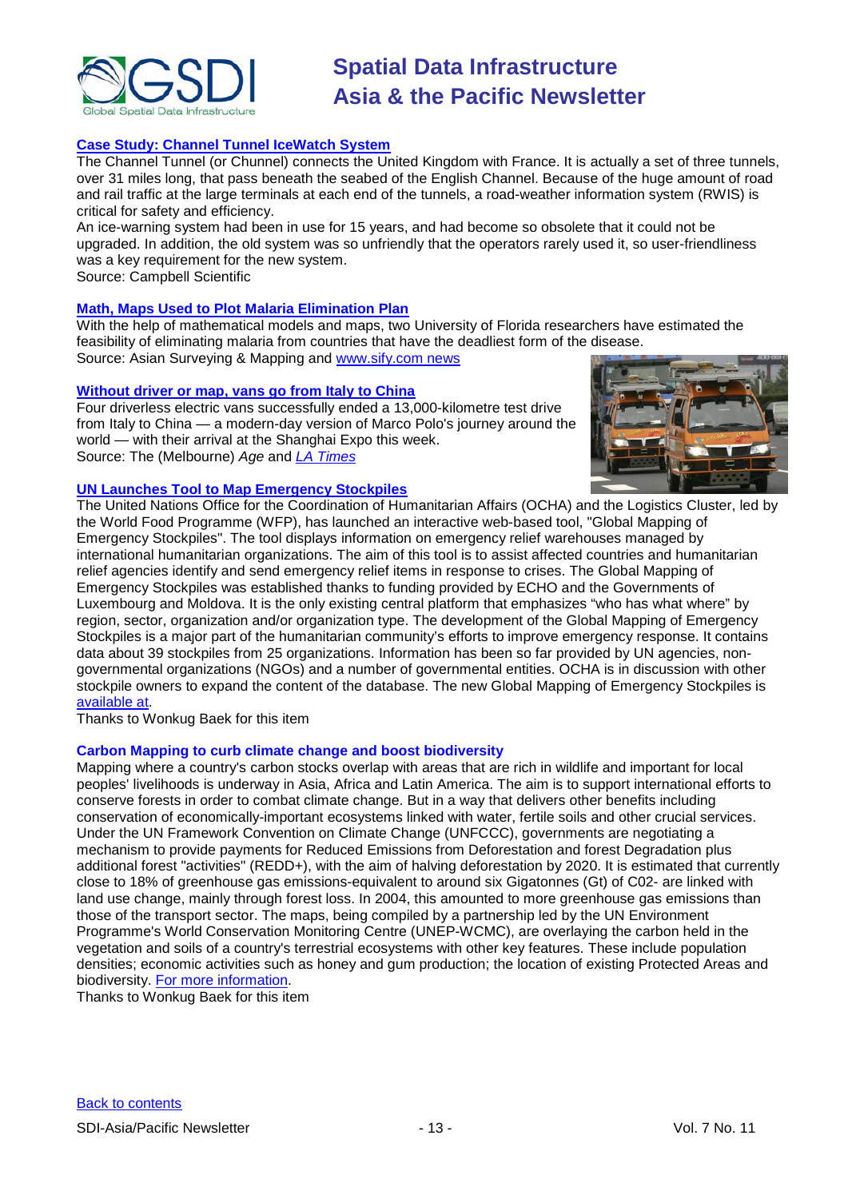### Case Study: Channel Tunnel IceWatch System

The Channel Tunnel (or Chunnel) connects the United Kingdom with France. It is actually a set of three tunnels, over 31 miles long, that pass beneath the seabed of the English Channel. Because of the huge amount of road and rail traffic at the large terminals at each end of the tunnels, a road-weather information system (RWIS) is critical for safety and efficiency.

An ice-warning system had been in use for 15 years, and had become so obsolete that it could not be upgraded. In addition, the old system was so unfriendly that the operators rarely used it, so user-friendliness was a key requirement for the new system.

Source: Campbell Scientific

### Math, Maps Used to Plot Malaria Elimination Plan

With the help of mathematical models and maps, two University of Florida researchers have estimated the feasibility of eliminating malaria from countries that have the deadliest form of the disease.

Source: Asian Surveying & Mapping and www.sify.com news

### Without driver or map, vans go from Italy to China

Four driverless electric vans successfully ended a 13,000-kilometre test drive from Italy to China — a modern-day version of Marco Polo's journey around the world — with their arrival at the Shanghai Expo this week.

Source: The (Melbourne) *Age* and *LA Times*

### UN Launches Tool to Map Emergency Stockpiles

The United Nations Office for the Coordination of Humanitarian Affairs (OCHA) and the Logistics Cluster, led by the World Food Programme (WFP), has launched an interactive web-based tool, "Global Mapping of Emergency Stockpiles". The tool displays information on emergency relief warehouses managed by international humanitarian organizations. The aim of this tool is to assist affected countries and humanitarian relief agencies identify and send emergency relief items in response to crises. The Global Mapping of Emergency Stockpiles was established thanks to funding provided by ECHO and the Governments of Luxembourg and Moldova. It is the only existing central platform that emphasizes "who has what where" by region, sector, organization and/or organization type. The development of the Global Mapping of Emergency Stockpiles is a major part of the humanitarian community's efforts to improve emergency response. It contains data about 39 stockpiles from 25 organizations. Information has been so far provided by UN agencies, non-governmental organizations (NGOs) and a number of governmental entities. OCHA is in discussion with other stockpile owners to expand the content of the database. The new Global Mapping of Emergency Stockpiles is available at.

Thanks to Wonkug Baek for this item

### Carbon Mapping to curb climate change and boost biodiversity

Mapping where a country's carbon stocks overlap with areas that are rich in wildlife and important for local peoples' livelihoods is underway in Asia, Africa and Latin America. The aim is to support international efforts to conserve forests in order to combat climate change. But in a way that delivers other benefits including conservation of economically-important ecosystems linked with water, fertile soils and other crucial services. Under the UN Framework Convention on Climate Change (UNFCCC), governments are negotiating a mechanism to provide payments for Reduced Emissions from Deforestation and forest Degradation plus additional forest "activities" (REDD+), with the aim of halving deforestation by 2020. It is estimated that currently close to 18% of greenhouse gas emissions-equivalent to around six Gigatonnes (Gt) of C02- are linked with land use change, mainly through forest loss. In 2004, this amounted to more greenhouse gas emissions than those of the transport sector. The maps, being compiled by a partnership led by the UN Environment Programme's World Conservation Monitoring Centre (UNEP-WCMC), are overlaying the carbon held in the vegetation and soils of a country's terrestrial ecosystems with other key features. These include population densities; economic activities such as honey and gum production; the location of existing Protected Areas and biodiversity. For more information.

Thanks to Wonkug Baek for this item

Back to contents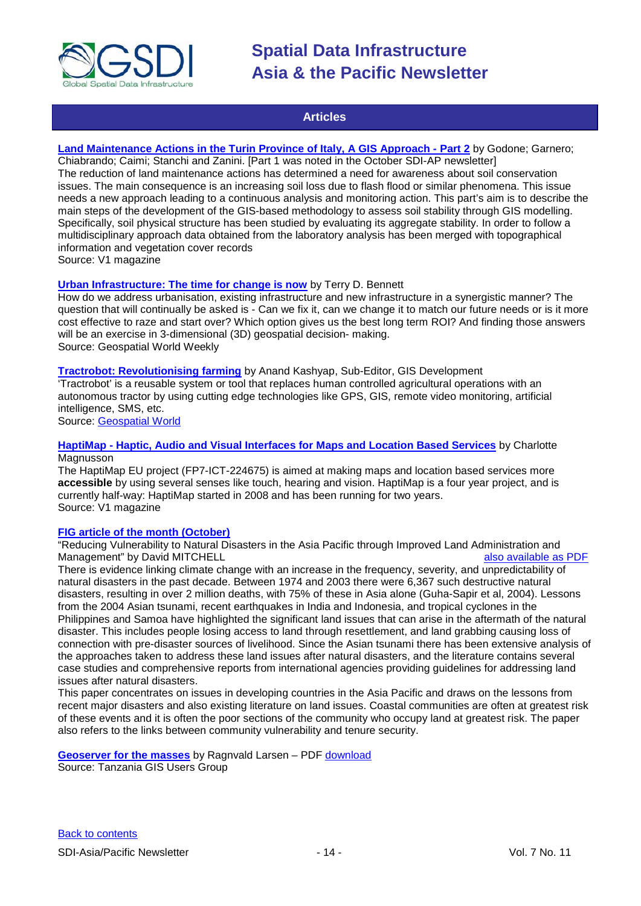## Articles

**[Land Maintenance Actions in the Turin Province of Italy, A GIS Approach - Part 2]** by Godone; Garnero; Chiabrando; Caimi; Stanchi and Zanini. [Part 1 was noted in the October SDI-AP newsletter]

The reduction of land maintenance actions has determined a need for awareness about soil conservation issues. The main consequence is an increasing soil loss due to flash flood or similar phenomena. This issue needs a new approach leading to a continuous analysis and monitoring action. This part's aim is to describe the main steps of the development of the GIS-based methodology to assess soil stability through GIS modelling. Specifically, soil physical structure has been studied by evaluating its aggregate stability. In order to follow a multidisciplinary approach data obtained from the laboratory analysis has been merged with topographical information and vegetation cover records

Source: V1 magazine

**[Urban Infrastructure: The time for change is now]** by Terry D. Bennett

How do we address urbanisation, existing infrastructure and new infrastructure in a synergistic manner? The question that will continually be asked is - Can we fix it, can we change it to match our future needs or is it more cost effective to raze and start over? Which option gives us the best long term ROI? And finding those answers will be an exercise in 3-dimensional (3D) geospatial decision- making.

Source: Geospatial World Weekly

**[Tractrobot: Revolutionising farming]** by Anand Kashyap, Sub-Editor, GIS Development

'Tractrobot' is a reusable system or tool that replaces human controlled agricultural operations with an autonomous tractor by using cutting edge technologies like GPS, GIS, remote video monitoring, artificial intelligence, SMS, etc.

Source: [Geospatial World]

**[HaptiMap - Haptic, Audio and Visual Interfaces for Maps and Location Based Services]** by Charlotte Magnusson

The HaptiMap EU project (FP7-ICT-224675) is aimed at making maps and location based services more **accessible** by using several senses like touch, hearing and vision. HaptiMap is a four year project, and is currently half-way: HaptiMap started in 2008 and has been running for two years.

Source: V1 magazine

**[FIG article of the month (October)]**

"Reducing Vulnerability to Natural Disasters in the Asia Pacific through Improved Land Administration and Management" by David MITCHELL [also available as PDF]

There is evidence linking climate change with an increase in the frequency, severity, and unpredictability of natural disasters in the past decade. Between 1974 and 2003 there were 6,367 such destructive natural disasters, resulting in over 2 million deaths, with 75% of these in Asia alone (Guha-Sapir et al, 2004). Lessons from the 2004 Asian tsunami, recent earthquakes in India and Indonesia, and tropical cyclones in the Philippines and Samoa have highlighted the significant land issues that can arise in the aftermath of the natural disaster. This includes people losing access to land through resettlement, and land grabbing causing loss of connection with pre-disaster sources of livelihood. Since the Asian tsunami there has been extensive analysis of the approaches taken to address these land issues after natural disasters, and the literature contains several case studies and comprehensive reports from international agencies providing guidelines for addressing land issues after natural disasters.

This paper concentrates on issues in developing countries in the Asia Pacific and draws on the lessons from recent major disasters and also existing literature on land issues. Coastal communities are often at greatest risk of these events and it is often the poor sections of the community who occupy land at greatest risk. The paper also refers to the links between community vulnerability and tenure security.

**[Geoserver for the masses]** by Ragnvald Larsen – PDF [download]

Source: Tanzania GIS Users Group

[Back to contents]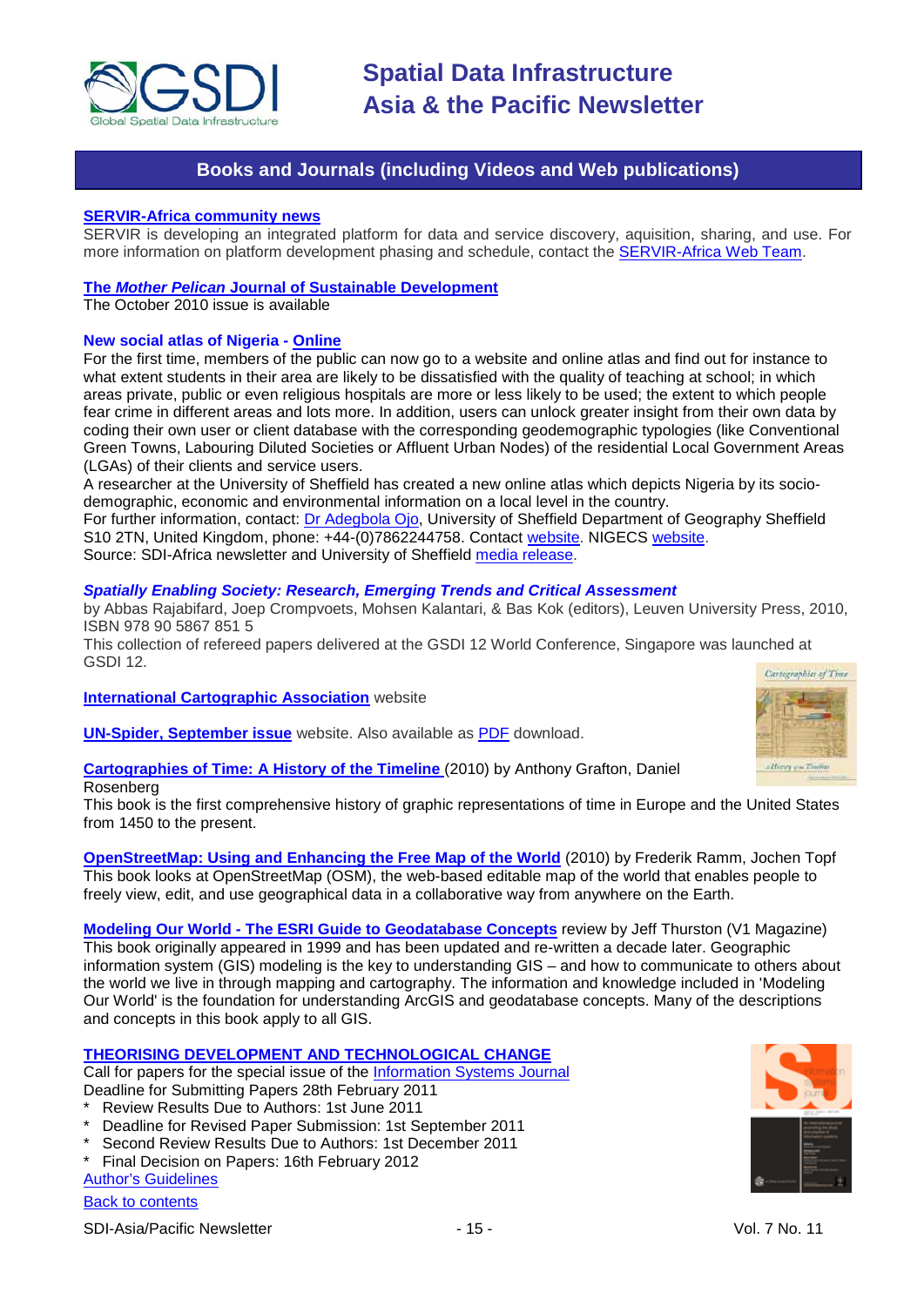## Books and Journals (including Videos and Web publications)

**SERVIR-Africa community news**
SERVIR is developing an integrated platform for data and service discovery, aquisition, sharing, and use. For more information on platform development phasing and schedule, contact the SERVIR-Africa Web Team.

**The *Mother Pelican* Journal of Sustainable Development**
The October 2010 issue is available

**New social atlas of Nigeria - Online**
For the first time, members of the public can now go to a website and online atlas and find out for instance to what extent students in their area are likely to be dissatisfied with the quality of teaching at school; in which areas private, public or even religious hospitals are more or less likely to be used; the extent to which people fear crime in different areas and lots more. In addition, users can unlock greater insight from their own data by coding their own user or client database with the corresponding geodemographic typologies (like Conventional Green Towns, Labouring Diluted Societies or Affluent Urban Nodes) of the residential Local Government Areas (LGAs) of their clients and service users.
A researcher at the University of Sheffield has created a new online atlas which depicts Nigeria by its socio-demographic, economic and environmental information on a local level in the country.
For further information, contact: Dr Adegbola Ojo, University of Sheffield Department of Geography Sheffield S10 2TN, United Kingdom, phone: +44-(0)7862244758. Contact website. NIGECS website.
Source: SDI-Africa newsletter and University of Sheffield media release.

***Spatially Enabling Society: Research, Emerging Trends and Critical Assessment***
by Abbas Rajabifard, Joep Crompvoets, Mohsen Kalantari, & Bas Kok (editors), Leuven University Press, 2010, ISBN 978 90 5867 851 5
This collection of refereed papers delivered at the GSDI 12 World Conference, Singapore was launched at GSDI 12.

**International Cartographic Association** website

**UN-Spider, September issue** website. Also available as PDF download.

**Cartographies of Time: A History of the Timeline** (2010) by Anthony Grafton, Daniel Rosenberg
This book is the first comprehensive history of graphic representations of time in Europe and the United States from 1450 to the present.

**OpenStreetMap: Using and Enhancing the Free Map of the World** (2010) by Frederik Ramm, Jochen Topf
This book looks at OpenStreetMap (OSM), the web-based editable map of the world that enables people to freely view, edit, and use geographical data in a collaborative way from anywhere on the Earth.

**Modeling Our World - The ESRI Guide to Geodatabase Concepts** review by Jeff Thurston (V1 Magazine)
This book originally appeared in 1999 and has been updated and re-written a decade later. Geographic information system (GIS) modeling is the key to understanding GIS – and how to communicate to others about the world we live in through mapping and cartography. The information and knowledge included in 'Modeling Our World' is the foundation for understanding ArcGIS and geodatabase concepts. Many of the descriptions and concepts in this book apply to all GIS.

**THEORISING DEVELOPMENT AND TECHNOLOGICAL CHANGE**
Call for papers for the special issue of the Information Systems Journal
Deadline for Submitting Papers 28th February 2011
* Review Results Due to Authors: 1st June 2011
* Deadline for Revised Paper Submission: 1st September 2011
* Second Review Results Due to Authors: 1st December 2011
* Final Decision on Papers: 16th February 2012

Author's Guidelines

Back to contents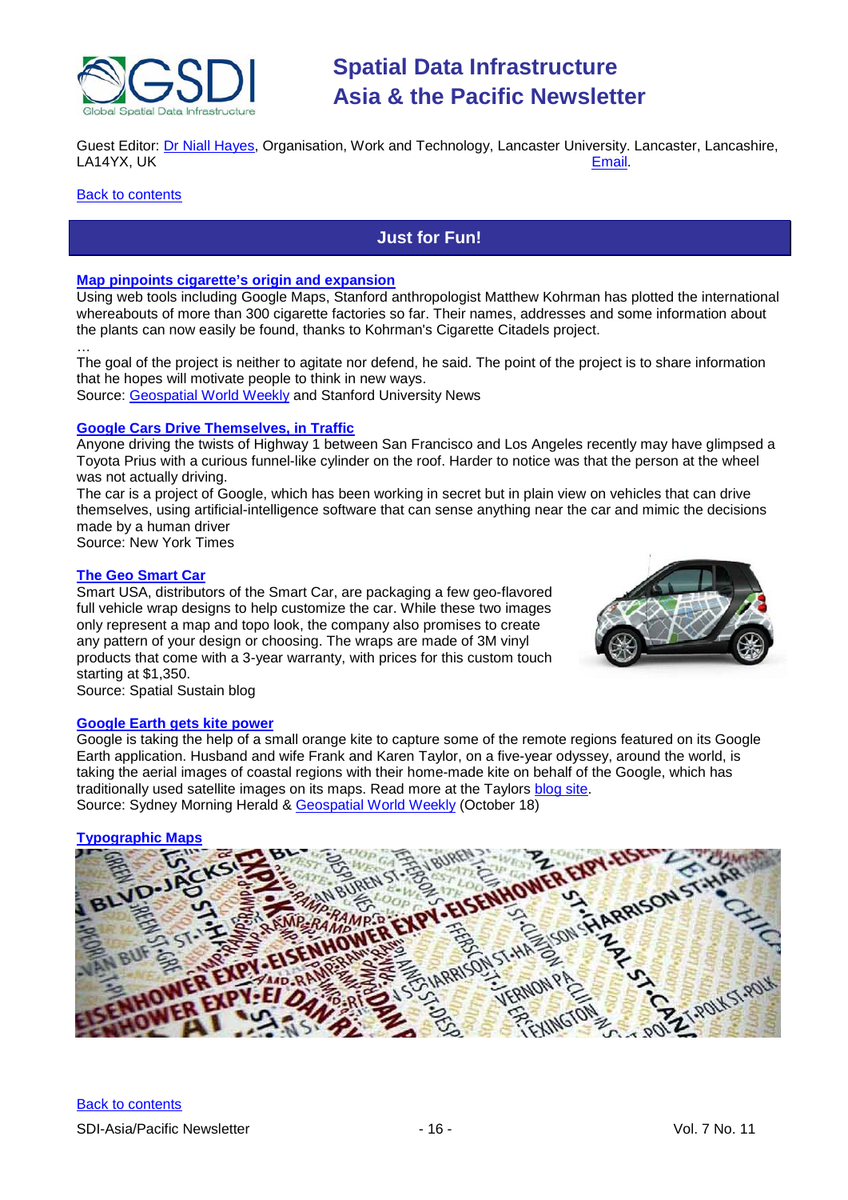Guest Editor: Dr Niall Hayes, Organisation, Work and Technology, Lancaster University. Lancaster, Lancashire, LA14YX, UK Email.

Back to contents

## Just for Fun!

### Map pinpoints cigarette's origin and expansion

Using web tools including Google Maps, Stanford anthropologist Matthew Kohrman has plotted the international whereabouts of more than 300 cigarette factories so far. Their names, addresses and some information about the plants can now easily be found, thanks to Kohrman's Cigarette Citadels project.

…

The goal of the project is neither to agitate nor defend, he said. The point of the project is to share information that he hopes will motivate people to think in new ways.

Source: Geospatial World Weekly and Stanford University News

### Google Cars Drive Themselves, in Traffic

Anyone driving the twists of Highway 1 between San Francisco and Los Angeles recently may have glimpsed a Toyota Prius with a curious funnel-like cylinder on the roof. Harder to notice was that the person at the wheel was not actually driving.

The car is a project of Google, which has been working in secret but in plain view on vehicles that can drive themselves, using artificial-intelligence software that can sense anything near the car and mimic the decisions made by a human driver

Source: New York Times

### The Geo Smart Car

Smart USA, distributors of the Smart Car, are packaging a few geo-flavored full vehicle wrap designs to help customize the car. While these two images only represent a map and topo look, the company also promises to create any pattern of your design or choosing. The wraps are made of 3M vinyl products that come with a 3-year warranty, with prices for this custom touch starting at $1,350.

Source: Spatial Sustain blog

### Google Earth gets kite power

Google is taking the help of a small orange kite to capture some of the remote regions featured on its Google Earth application. Husband and wife Frank and Karen Taylor, on a five-year odyssey, around the world, is taking the aerial images of coastal regions with their home-made kite on behalf of the Google, which has traditionally used satellite images on its maps. Read more at the Taylors blog site.

Source: Sydney Morning Herald & Geospatial World Weekly (October 18)

### Typographic Maps

Back to contents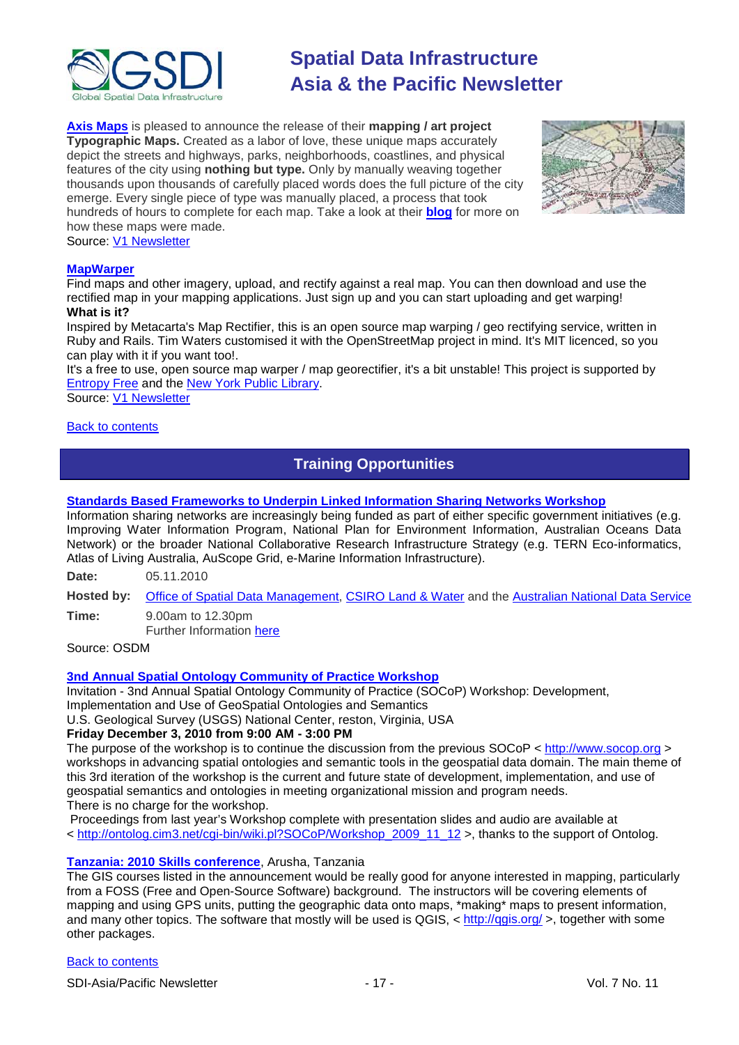**Axis Maps** is pleased to announce the release of their **mapping / art project Typographic Maps.** Created as a labor of love, these unique maps accurately depict the streets and highways, parks, neighborhoods, coastlines, and physical features of the city using **nothing but type.** Only by manually weaving together thousands upon thousands of carefully placed words does the full picture of the city emerge. Every single piece of type was manually placed, a process that took hundreds of hours to complete for each map. Take a look at their **blog** for more on how these maps were made.
Source: V1 Newsletter

**MapWarper**
Find maps and other imagery, upload, and rectify against a real map. You can then download and use the rectified map in your mapping applications. Just sign up and you can start uploading and get warping!
**What is it?**
Inspired by Metacarta's Map Rectifier, this is an open source map warping / geo rectifying service, written in Ruby and Rails. Tim Waters customised it with the OpenStreetMap project in mind. It's MIT licenced, so you can play with it if you want too!.
It's a free to use, open source map warper / map georectifier, it's a bit unstable! This project is supported by Entropy Free and the New York Public Library.
Source: V1 Newsletter

Back to contents

## Training Opportunities

**Standards Based Frameworks to Underpin Linked Information Sharing Networks Workshop**
Information sharing networks are increasingly being funded as part of either specific government initiatives (e.g. Improving Water Information Program, National Plan for Environment Information, Australian Oceans Data Network) or the broader National Collaborative Research Infrastructure Strategy (e.g. TERN Eco-informatics, Atlas of Living Australia, AuScope Grid, e-Marine Information Infrastructure).

**Date:** 05.11.2010

**Hosted by:** Office of Spatial Data Management, CSIRO Land & Water and the Australian National Data Service

**Time:** 9.00am to 12.30pm
Further Information here

Source: OSDM

**3nd Annual Spatial Ontology Community of Practice Workshop**
Invitation - 3nd Annual Spatial Ontology Community of Practice (SOCoP) Workshop: Development, Implementation and Use of GeoSpatial Ontologies and Semantics
U.S. Geological Survey (USGS) National Center, reston, Virginia, USA
**Friday December 3, 2010 from 9:00 AM - 3:00 PM**
The purpose of the workshop is to continue the discussion from the previous SOCoP < http://www.socop.org > workshops in advancing spatial ontologies and semantic tools in the geospatial data domain. The main theme of this 3rd iteration of the workshop is the current and future state of development, implementation, and use of geospatial semantics and ontologies in meeting organizational mission and program needs.
There is no charge for the workshop.
Proceedings from last year's Workshop complete with presentation slides and audio are available at < http://ontolog.cim3.net/cgi-bin/wiki.pl?SOCoP/Workshop_2009_11_12 >, thanks to the support of Ontolog.

**Tanzania: 2010 Skills conference**, Arusha, Tanzania
The GIS courses listed in the announcement would be really good for anyone interested in mapping, particularly from a FOSS (Free and Open-Source Software) background. The instructors will be covering elements of mapping and using GPS units, putting the geographic data onto maps, *making* maps to present information, and many other topics. The software that mostly will be used is QGIS, < http://qgis.org/ >, together with some other packages.

Back to contents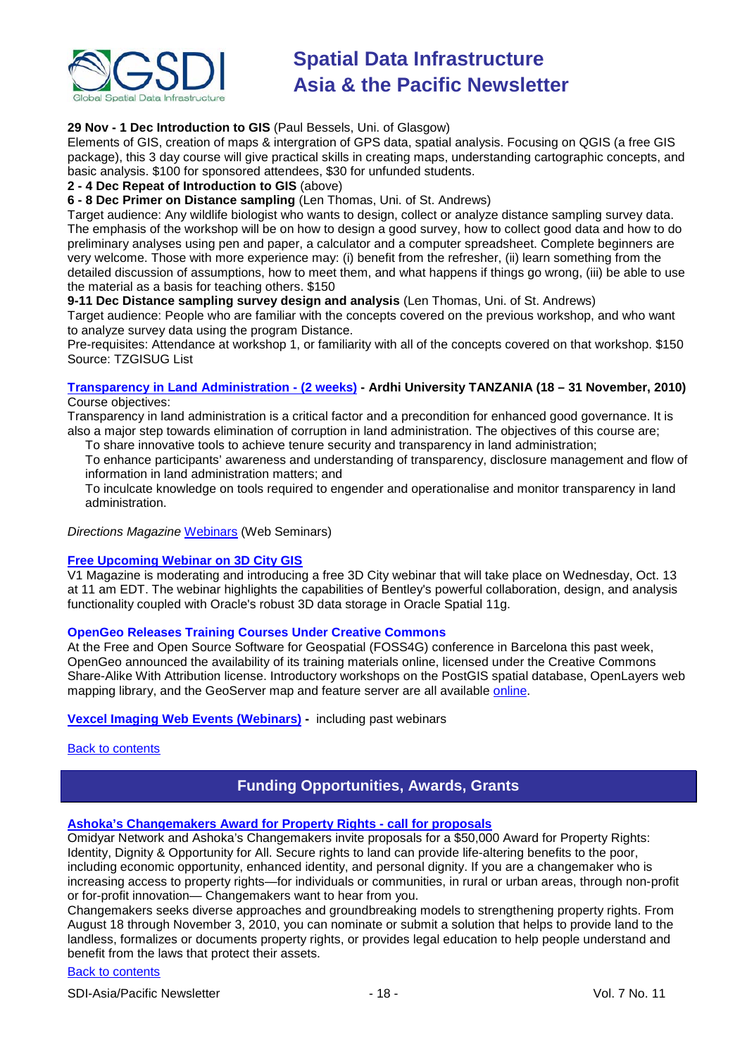**29 Nov - 1 Dec Introduction to GIS** (Paul Bessels, Uni. of Glasgow)
Elements of GIS, creation of maps & intergration of GPS data, spatial analysis. Focusing on QGIS (a free GIS package), this 3 day course will give practical skills in creating maps, understanding cartographic concepts, and basic analysis. $100 for sponsored attendees, $30 for unfunded students.
**2 - 4 Dec Repeat of Introduction to GIS** (above)
**6 - 8 Dec Primer on Distance sampling** (Len Thomas, Uni. of St. Andrews)
Target audience: Any wildlife biologist who wants to design, collect or analyze distance sampling survey data. The emphasis of the workshop will be on how to design a good survey, how to collect good data and how to do preliminary analyses using pen and paper, a calculator and a computer spreadsheet. Complete beginners are very welcome. Those with more experience may: (i) benefit from the refresher, (ii) learn something from the detailed discussion of assumptions, how to meet them, and what happens if things go wrong, (iii) be able to use the material as a basis for teaching others. $150
**9-11 Dec Distance sampling survey design and analysis** (Len Thomas, Uni. of St. Andrews)
Target audience: People who are familiar with the concepts covered on the previous workshop, and who want to analyze survey data using the program Distance.
Pre-requisites: Attendance at workshop 1, or familiarity with all of the concepts covered on that workshop. $150
Source: TZGISUG List

**Transparency in Land Administration - (2 weeks) - Ardhi University TANZANIA (18 – 31 November, 2010)**
Course objectives:
Transparency in land administration is a critical factor and a precondition for enhanced good governance. It is also a major step towards elimination of corruption in land administration. The objectives of this course are;

- To share innovative tools to achieve tenure security and transparency in land administration;
- To enhance participants' awareness and understanding of transparency, disclosure management and flow of information in land administration matters; and
- To inculcate knowledge on tools required to engender and operationalise and monitor transparency in land administration.

*Directions Magazine* Webinars (Web Seminars)

**Free Upcoming Webinar on 3D City GIS**
V1 Magazine is moderating and introducing a free 3D City webinar that will take place on Wednesday, Oct. 13 at 11 am EDT. The webinar highlights the capabilities of Bentley's powerful collaboration, design, and analysis functionality coupled with Oracle's robust 3D data storage in Oracle Spatial 11g.

**OpenGeo Releases Training Courses Under Creative Commons**
At the Free and Open Source Software for Geospatial (FOSS4G) conference in Barcelona this past week, OpenGeo announced the availability of its training materials online, licensed under the Creative Commons Share-Alike With Attribution license. Introductory workshops on the PostGIS spatial database, OpenLayers web mapping library, and the GeoServer map and feature server are all available online.

**Vexcel Imaging Web Events (Webinars) -** including past webinars

Back to contents

## Funding Opportunities, Awards, Grants

**Ashoka's Changemakers Award for Property Rights - call for proposals**
Omidyar Network and Ashoka's Changemakers invite proposals for a $50,000 Award for Property Rights: Identity, Dignity & Opportunity for All. Secure rights to land can provide life-altering benefits to the poor, including economic opportunity, enhanced identity, and personal dignity. If you are a changemaker who is increasing access to property rights—for individuals or communities, in rural or urban areas, through non-profit or for-profit innovation— Changemakers want to hear from you.
Changemakers seeks diverse approaches and groundbreaking models to strengthening property rights. From August 18 through November 3, 2010, you can nominate or submit a solution that helps to provide land to the landless, formalizes or documents property rights, or provides legal education to help people understand and benefit from the laws that protect their assets.

Back to contents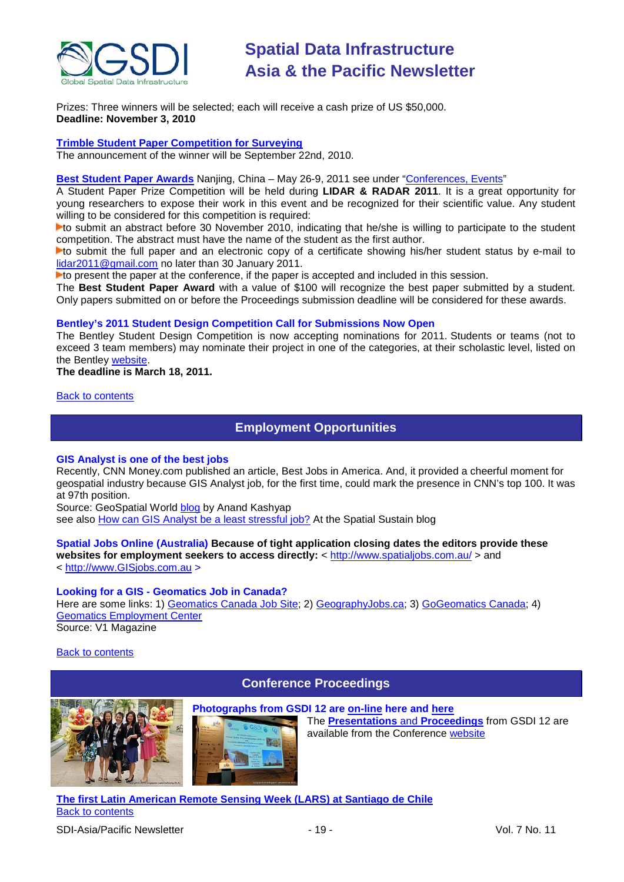Prizes: Three winners will be selected; each will receive a cash prize of US $50,000.
**Deadline: November 3, 2010**

**Trimble Student Paper Competition for Surveying**
The announcement of the winner will be September 22nd, 2010.

**Best Student Paper Awards** Nanjing, China – May 26-9, 2011 see under "Conferences, Events"
A Student Paper Prize Competition will be held during **LIDAR & RADAR 2011**. It is a great opportunity for young researchers to expose their work in this event and be recognized for their scientific value. Any student willing to be considered for this competition is required:

- to submit an abstract before 30 November 2010, indicating that he/she is willing to participate to the student competition. The abstract must have the name of the student as the first author.
- to submit the full paper and an electronic copy of a certificate showing his/her student status by e-mail to lidar2011@gmail.com no later than 30 January 2011.
- to present the paper at the conference, if the paper is accepted and included in this session.

The **Best Student Paper Award** with a value of $100 will recognize the best paper submitted by a student. Only papers submitted on or before the Proceedings submission deadline will be considered for these awards.

**Bentley's 2011 Student Design Competition Call for Submissions Now Open**
The Bentley Student Design Competition is now accepting nominations for 2011. Students or teams (not to exceed 3 team members) may nominate their project in one of the categories, at their scholastic level, listed on the Bentley website.
**The deadline is March 18, 2011.**

Back to contents

## Employment Opportunities

**GIS Analyst is one of the best jobs**
Recently, CNN Money.com published an article, Best Jobs in America. And, it provided a cheerful moment for geospatial industry because GIS Analyst job, for the first time, could mark the presence in CNN's top 100. It was at 97th position.
Source: GeoSpatial World blog by Anand Kashyap
see also How can GIS Analyst be a least stressful job? At the Spatial Sustain blog

**Spatial Jobs Online (Australia) Because of tight application closing dates the editors provide these websites for employment seekers to access directly:** < http://www.spatialjobs.com.au/ > and < http://www.GISjobs.com.au >

**Looking for a GIS - Geomatics Job in Canada?**
Here are some links: 1) Geomatics Canada Job Site; 2) GeographyJobs.ca; 3) GoGeomatics Canada; 4) Geomatics Employment Center
Source: V1 Magazine

Back to contents

## Conference Proceedings

**Photographs from GSDI 12 are on-line here and here**

The **Presentations and Proceedings** from GSDI 12 are available from the Conference website

**The first Latin American Remote Sensing Week (LARS) at Santiago de Chile**

Back to contents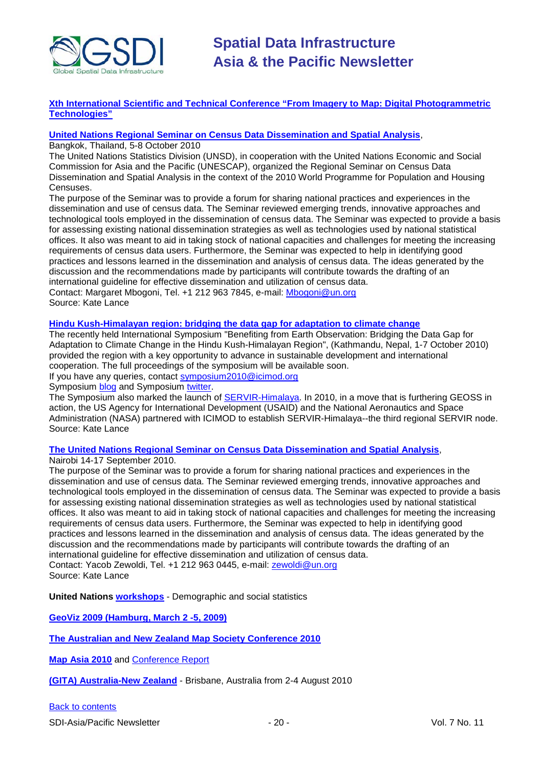**Xth International Scientific and Technical Conference "From Imagery to Map: Digital Photogrammetric Technologies"**

**United Nations Regional Seminar on Census Data Dissemination and Spatial Analysis**, Bangkok, Thailand, 5-8 October 2010

The United Nations Statistics Division (UNSD), in cooperation with the United Nations Economic and Social Commission for Asia and the Pacific (UNESCAP), organized the Regional Seminar on Census Data Dissemination and Spatial Analysis in the context of the 2010 World Programme for Population and Housing Censuses.

The purpose of the Seminar was to provide a forum for sharing national practices and experiences in the dissemination and use of census data. The Seminar reviewed emerging trends, innovative approaches and technological tools employed in the dissemination of census data. The Seminar was expected to provide a basis for assessing existing national dissemination strategies as well as technologies used by national statistical offices. It also was meant to aid in taking stock of national capacities and challenges for meeting the increasing requirements of census data users. Furthermore, the Seminar was expected to help in identifying good practices and lessons learned in the dissemination and analysis of census data. The ideas generated by the discussion and the recommendations made by participants will contribute towards the drafting of an international guideline for effective dissemination and utilization of census data.

Contact: Margaret Mbogoni, Tel. +1 212 963 7845, e-mail: Mbogoni@un.org

Source: Kate Lance

**Hindu Kush-Himalayan region: bridging the data gap for adaptation to climate change**

The recently held International Symposium "Benefiting from Earth Observation: Bridging the Data Gap for Adaptation to Climate Change in the Hindu Kush-Himalayan Region", (Kathmandu, Nepal, 1-7 October 2010) provided the region with a key opportunity to advance in sustainable development and international cooperation. The full proceedings of the symposium will be available soon.

If you have any queries, contact symposium2010@icimod.org

Symposium blog and Symposium twitter.

The Symposium also marked the launch of SERVIR-Himalaya. In 2010, in a move that is furthering GEOSS in action, the US Agency for International Development (USAID) and the National Aeronautics and Space Administration (NASA) partnered with ICIMOD to establish SERVIR-Himalaya--the third regional SERVIR node.

Source: Kate Lance

**The United Nations Regional Seminar on Census Data Dissemination and Spatial Analysis**, Nairobi 14-17 September 2010.

The purpose of the Seminar was to provide a forum for sharing national practices and experiences in the dissemination and use of census data. The Seminar reviewed emerging trends, innovative approaches and technological tools employed in the dissemination of census data. The Seminar was expected to provide a basis for assessing existing national dissemination strategies as well as technologies used by national statistical offices. It also was meant to aid in taking stock of national capacities and challenges for meeting the increasing requirements of census data users. Furthermore, the Seminar was expected to help in identifying good practices and lessons learned in the dissemination and analysis of census data. The ideas generated by the discussion and the recommendations made by participants will contribute towards the drafting of an international guideline for effective dissemination and utilization of census data.

Contact: Yacob Zewoldi, Tel. +1 212 963 0445, e-mail: zewoldi@un.org

Source: Kate Lance

**United Nations workshops** - Demographic and social statistics

**GeoViz 2009 (Hamburg, March 2 -5, 2009)**

**The Australian and New Zealand Map Society Conference 2010**

**Map Asia 2010** and Conference Report

**(GITA) Australia-New Zealand** - Brisbane, Australia from 2-4 August 2010

Back to contents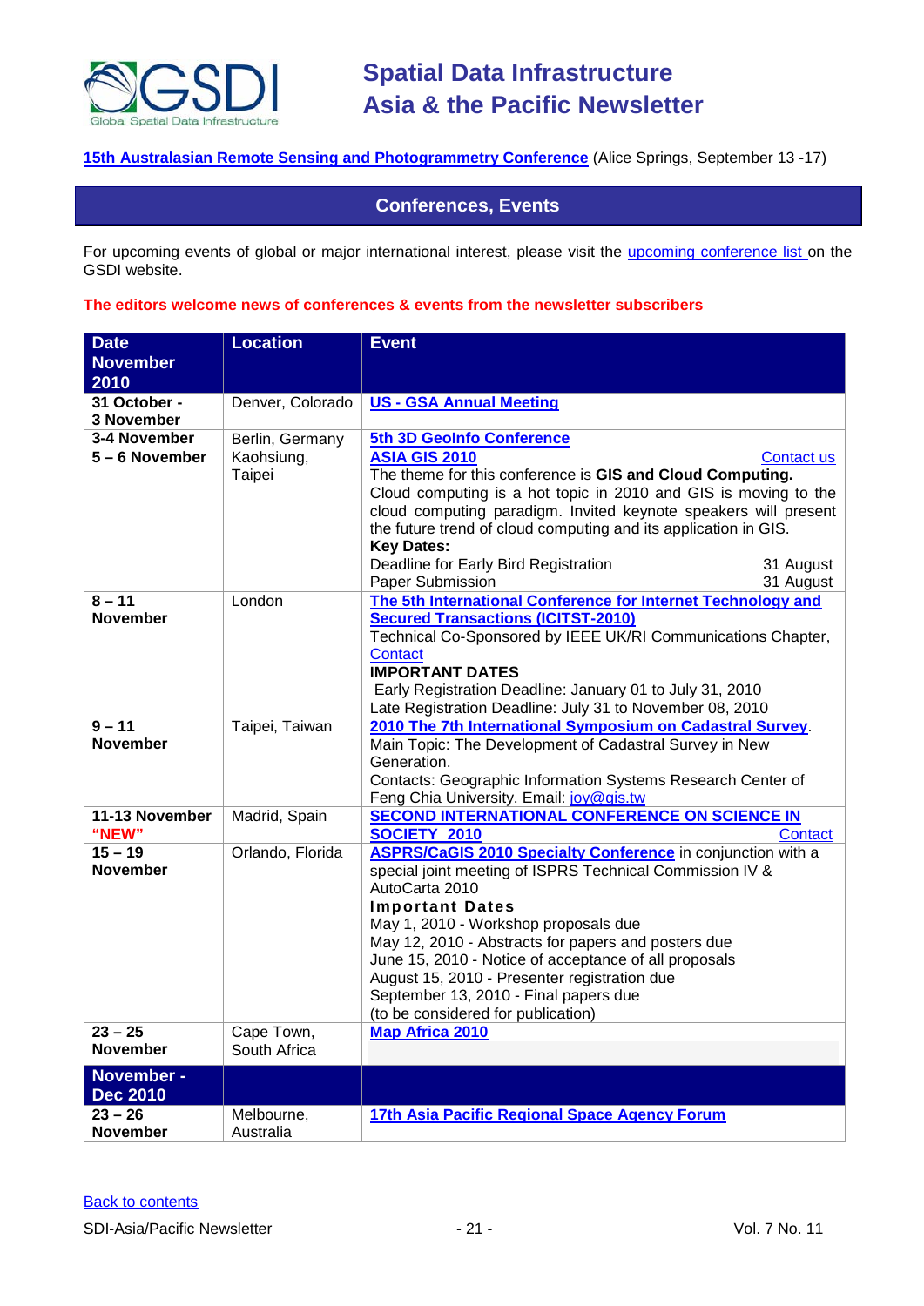**15th Australasian Remote Sensing and Photogrammetry Conference** (Alice Springs, September 13 -17)

## Conferences, Events

For upcoming events of global or major international interest, please visit the upcoming conference list on the GSDI website.

**The editors welcome news of conferences & events from the newsletter subscribers**

| Date | Location | Event |
|---|---|---|
| **November 2010** | | |
| **31 October - 3 November** | Denver, Colorado | **US - GSA Annual Meeting** |
| **3-4 November** | Berlin, Germany | **5th 3D GeoInfo Conference** |
| **5 – 6 November** | Kaohsiung, Taipei | **ASIA GIS 2010** Contact us<br>The theme for this conference is **GIS and Cloud Computing.** Cloud computing is a hot topic in 2010 and GIS is moving to the cloud computing paradigm. Invited keynote speakers will present the future trend of cloud computing and its application in GIS.<br>**Key Dates:**<br>Deadline for Early Bird Registration 31 August<br>Paper Submission 31 August |
| **8 – 11 November** | London | **The 5th International Conference for Internet Technology and Secured Transactions (ICITST-2010)**<br>Technical Co-Sponsored by IEEE UK/RI Communications Chapter, Contact<br>**IMPORTANT DATES**<br>Early Registration Deadline: January 01 to July 31, 2010<br>Late Registration Deadline: July 31 to November 08, 2010 |
| **9 – 11 November** | Taipei, Taiwan | **2010 The 7th International Symposium on Cadastral Survey**.<br>Main Topic: The Development of Cadastral Survey in New Generation.<br>Contacts: Geographic Information Systems Research Center of Feng Chia University. Email: joy@gis.tw |
| **11-13 November "NEW"** | Madrid, Spain | **SECOND INTERNATIONAL CONFERENCE ON SCIENCE IN SOCIETY 2010** Contact |
| **15 – 19 November** | Orlando, Florida | **ASPRS/CaGIS 2010 Specialty Conference** in conjunction with a special joint meeting of ISPRS Technical Commission IV & AutoCarta 2010<br>**Important Dates**<br>May 1, 2010 - Workshop proposals due<br>May 12, 2010 - Abstracts for papers and posters due<br>June 15, 2010 - Notice of acceptance of all proposals<br>August 15, 2010 - Presenter registration due<br>September 13, 2010 - Final papers due<br>(to be considered for publication) |
| **23 – 25 November** | Cape Town, South Africa | **Map Africa 2010** |
| **November - Dec 2010** | | |
| **23 – 26 November** | Melbourne, Australia | **17th Asia Pacific Regional Space Agency Forum** |

Back to contents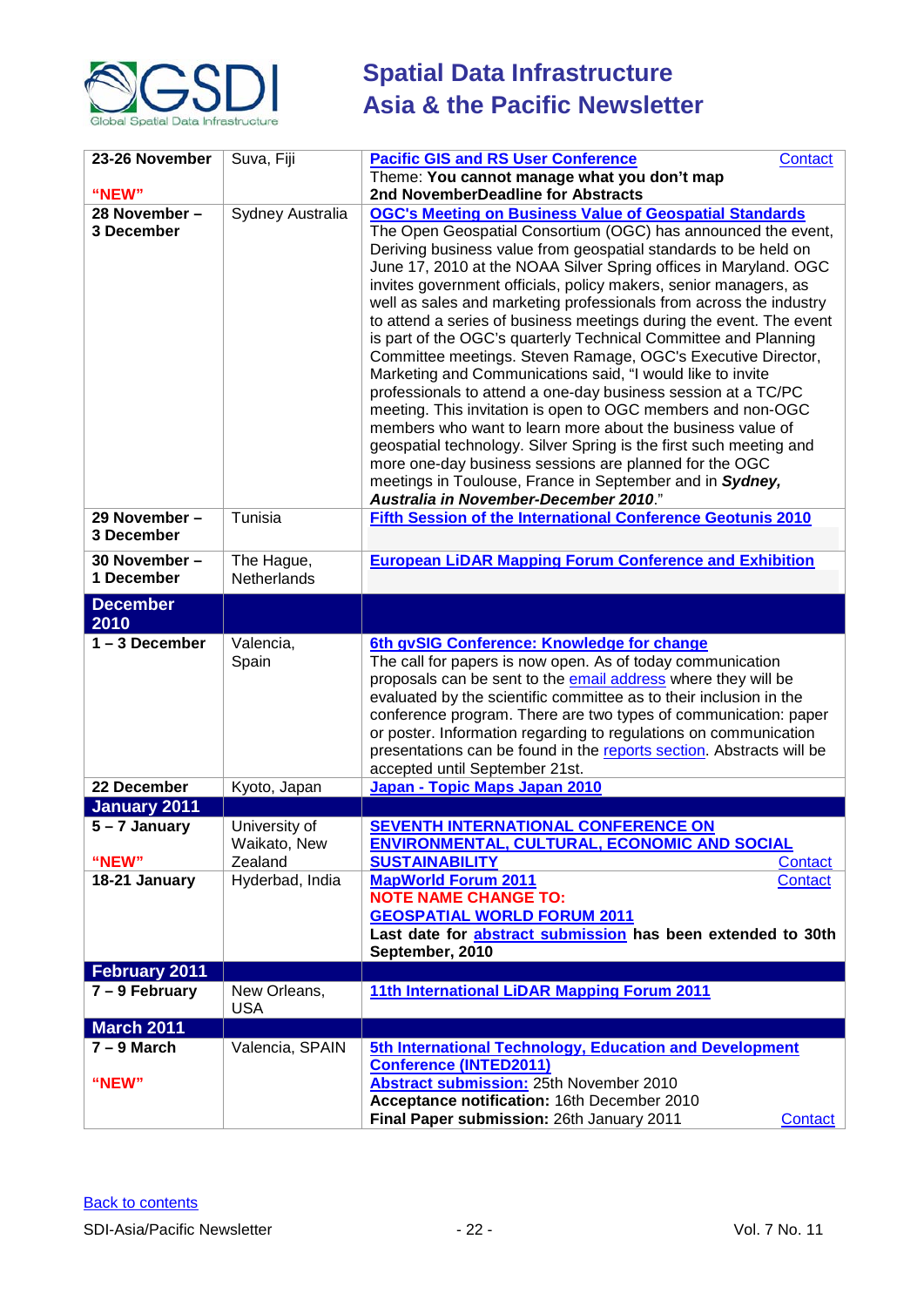| | | |
|---|---|---|
| **23-26 November** **"NEW"** | Suva, Fiji | **Pacific GIS and RS User Conference** Contact Theme: **You cannot manage what you don't map** **2nd NovemberDeadline for Abstracts** |
| **28 November – 3 December** | Sydney Australia | **OGC's Meeting on Business Value of Geospatial Standards** The Open Geospatial Consortium (OGC) has announced the event, Deriving business value from geospatial standards to be held on June 17, 2010 at the NOAA Silver Spring offices in Maryland. OGC invites government officials, policy makers, senior managers, as well as sales and marketing professionals from across the industry to attend a series of business meetings during the event. The event is part of the OGC's quarterly Technical Committee and Planning Committee meetings. Steven Ramage, OGC's Executive Director, Marketing and Communications said, "I would like to invite professionals to attend a one-day business session at a TC/PC meeting. This invitation is open to OGC members and non-OGC members who want to learn more about the business value of geospatial technology. Silver Spring is the first such meeting and more one-day business sessions are planned for the OGC meetings in Toulouse, France in September and in ***Sydney, Australia in November-December 2010***." |
| **29 November – 3 December** | Tunisia | **Fifth Session of the International Conference Geotunis 2010** |
| **30 November – 1 December** | The Hague, Netherlands | **European LiDAR Mapping Forum Conference and Exhibition** |
| **December 2010** | | |
| **1 – 3 December** | Valencia, Spain | **6th gvSIG Conference: Knowledge for change** The call for papers is now open. As of today communication proposals can be sent to the email address where they will be evaluated by the scientific committee as to their inclusion in the conference program. There are two types of communication: paper or poster. Information regarding to regulations on communication presentations can be found in the reports section. Abstracts will be accepted until September 21st. |
| **22 December** | Kyoto, Japan | **Japan - Topic Maps Japan 2010** |
| **January 2011** | | |
| **5 – 7 January** **"NEW"** | University of Waikato, New Zealand | **SEVENTH INTERNATIONAL CONFERENCE ON ENVIRONMENTAL, CULTURAL, ECONOMIC AND SOCIAL SUSTAINABILITY** Contact |
| **18-21 January** | Hyderbad, India | **MapWorld Forum 2011** Contact **NOTE NAME CHANGE TO:** **GEOSPATIAL WORLD FORUM 2011** **Last date for abstract submission has been extended to 30th September, 2010** |
| **February 2011** | | |
| **7 – 9 February** | New Orleans, USA | **11th International LiDAR Mapping Forum 2011** |
| **March 2011** | | |
| **7 – 9 March** **"NEW"** | Valencia, SPAIN | **5th International Technology, Education and Development Conference (INTED2011)** **Abstract submission:** 25th November 2010 **Acceptance notification:** 16th December 2010 **Final Paper submission:** 26th January 2011 Contact |

Back to contents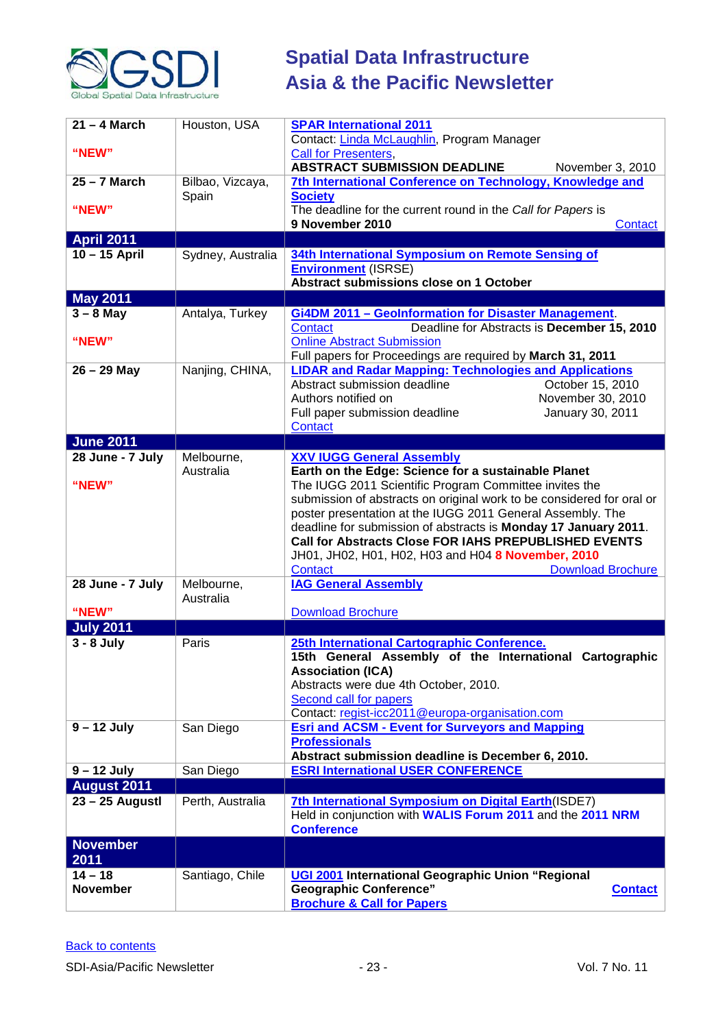| | | |
|---|---|---|
| **21 – 4 March**<br><br>**"NEW"** | Houston, USA | **SPAR International 2011**<br>Contact: Linda McLaughlin, Program Manager<br>Call for Presenters,<br>**ABSTRACT SUBMISSION DEADLINE** November 3, 2010 |
| **25 – 7 March**<br><br>**"NEW"** | Bilbao, Vizcaya, Spain | **7th International Conference on Technology, Knowledge and Society**<br>The deadline for the current round in the *Call for Papers* is<br>**9 November 2010** Contact |
| **April 2011** | | |
| **10 – 15 April** | Sydney, Australia | **34th International Symposium on Remote Sensing of Environment** (ISRSE)<br>**Abstract submissions close on 1 October** |
| **May 2011** | | |
| **3 – 8 May**<br><br>**"NEW"** | Antalya, Turkey | **Gi4DM 2011 – GeoInformation for Disaster Management**.<br>Contact Deadline for Abstracts is **December 15, 2010**<br>Online Abstract Submission<br>Full papers for Proceedings are required by **March 31, 2011** |
| **26 – 29 May** | Nanjing, CHINA, | **LIDAR and Radar Mapping: Technologies and Applications**<br>Abstract submission deadline October 15, 2010<br>Authors notified on November 30, 2010<br>Full paper submission deadline January 30, 2011<br>Contact |
| **June 2011** | | |
| **28 June - 7 July**<br><br>**"NEW"** | Melbourne, Australia | **XXV IUGG General Assembly**<br>**Earth on the Edge: Science for a sustainable Planet**<br>The IUGG 2011 Scientific Program Committee invites the submission of abstracts on original work to be considered for oral or poster presentation at the IUGG 2011 General Assembly. The deadline for submission of abstracts is **Monday 17 January 2011**.<br>**Call for Abstracts Close FOR IAHS PREPUBLISHED EVENTS**<br>JH01, JH02, H01, H02, H03 and H04 **8 November, 2010**<br>Contact Download Brochure |
| **28 June - 7 July**<br><br>**"NEW"** | Melbourne, Australia | **IAG General Assembly**<br><br>Download Brochure |
| **July 2011** | | |
| **3 - 8 July** | Paris | **25th International Cartographic Conference.**<br>**15th General Assembly of the International Cartographic Association (ICA)**<br>Abstracts were due 4th October, 2010.<br>Second call for papers<br>Contact: regist-icc2011@europa-organisation.com |
| **9 – 12 July** | San Diego | **Esri and ACSM - Event for Surveyors and Mapping Professionals**<br>**Abstract submission deadline is December 6, 2010.** |
| **9 – 12 July** | San Diego | **ESRI International USER CONFERENCE** |
| **August 2011** | | |
| **23 – 25 Augustl** | Perth, Australia | **7th International Symposium on Digital Earth**(ISDE7)<br>Held in conjunction with **WALIS Forum 2011** and the **2011 NRM Conference** |
| **November 2011** | | |
| **14 – 18 November** | Santiago, Chile | **UGI 2001 International Geographic Union "Regional Geographic Conference"** **Contact**<br>**Brochure & Call for Papers** |

Back to contents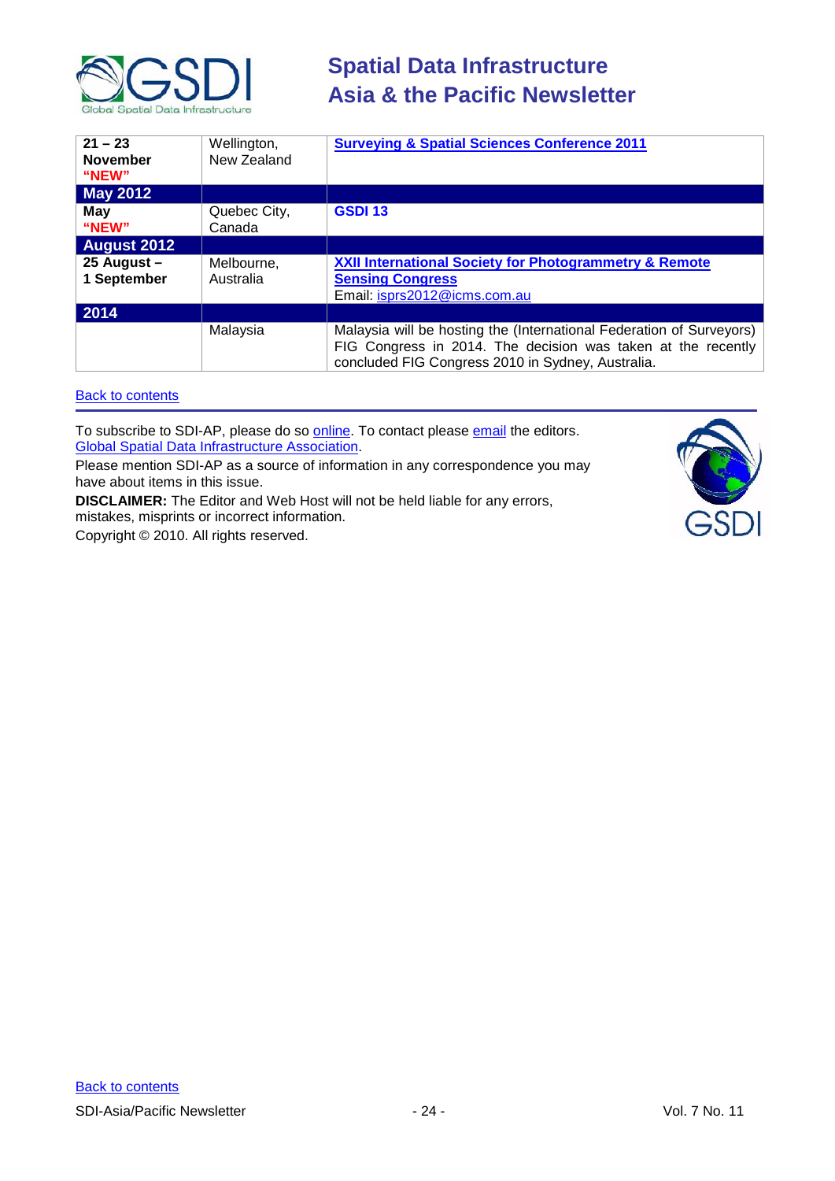| | | |
|---|---|---|
| **21 – 23 November "NEW"** | Wellington, New Zealand | **[Surveying & Spatial Sciences Conference 2011]** |
| **May 2012** | | |
| **May "NEW"** | Quebec City, Canada | **GSDI 13** |
| **August 2012** | | |
| **25 August – 1 September** | Melbourne, Australia | **[XXII International Society for Photogrammetry & Remote Sensing Congress]** Email: isprs2012@icms.com.au |
| **2014** | | |
| | Malaysia | Malaysia will be hosting the (International Federation of Surveyors) FIG Congress in 2014. The decision was taken at the recently concluded FIG Congress 2010 in Sydney, Australia. |

Back to contents

To subscribe to SDI-AP, please do so online. To contact please email the editors.
Global Spatial Data Infrastructure Association.

Please mention SDI-AP as a source of information in any correspondence you may have about items in this issue.

**DISCLAIMER:** The Editor and Web Host will not be held liable for any errors, mistakes, misprints or incorrect information.

Copyright © 2010. All rights reserved.

Back to contents